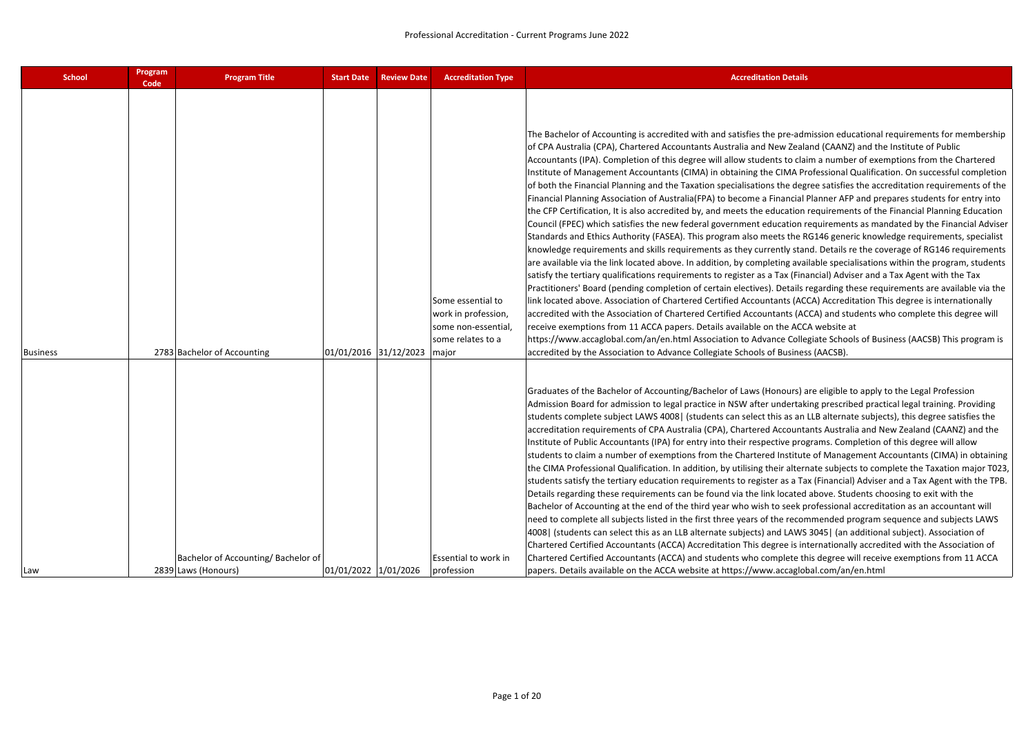# Professional Accreditation - Current Programs June 2022

| School | Program Code | Program Title | Start Date | Review Date | Accreditation Type | Accreditation Details |
|---|---|---|---|---|---|---|
| Business | 2783 | Bachelor of Accounting | 01/01/2016 | 31/12/2023 | Some essential to work in profession, some non-essential, some relates to a major | The Bachelor of Accounting is accredited with and satisfies the pre-admission educational requirements for membership of CPA Australia (CPA), Chartered Accountants Australia and New Zealand (CAANZ) and the Institute of Public Accountants (IPA). Completion of this degree will allow students to claim a number of exemptions from the Chartered Institute of Management Accountants (CIMA) in obtaining the CIMA Professional Qualification. On successful completion of both the Financial Planning and the Taxation specialisations the degree satisfies the accreditation requirements of the Financial Planning Association of Australia(FPA) to become a Financial Planner AFP and prepares students for entry into the CFP Certification, It is also accredited by, and meets the education requirements of the Financial Planning Education Council (FPEC) which satisfies the new federal government education requirements as mandated by the Financial Adviser Standards and Ethics Authority (FASEA). This program also meets the RG146 generic knowledge requirements, specialist knowledge requirements and skills requirements as they currently stand. Details re the coverage of RG146 requirements are available via the link located above. In addition, by completing available specialisations within the program, students satisfy the tertiary qualifications requirements to register as a Tax (Financial) Adviser and a Tax Agent with the Tax Practitioners' Board (pending completion of certain electives). Details regarding these requirements are available via the link located above. Association of Chartered Certified Accountants (ACCA) Accreditation This degree is internationally accredited with the Association of Chartered Certified Accountants (ACCA) and students who complete this degree will receive exemptions from 11 ACCA papers. Details available on the ACCA website at https://www.accaglobal.com/an/en.html Association to Advance Collegiate Schools of Business (AACSB) This program is accredited by the Association to Advance Collegiate Schools of Business (AACSB). |
| Law | 2839 | Bachelor of Accounting/ Bachelor of Laws (Honours) | 01/01/2022 | 1/01/2026 | Essential to work in profession | Graduates of the Bachelor of Accounting/Bachelor of Laws (Honours) are eligible to apply to the Legal Profession Admission Board for admission to legal practice in NSW after undertaking prescribed practical legal training. Providing students complete subject LAWS 4008\| (students can select this as an LLB alternate subjects), this degree satisfies the accreditation requirements of CPA Australia (CPA), Chartered Accountants Australia and New Zealand (CAANZ) and the Institute of Public Accountants (IPA) for entry into their respective programs. Completion of this degree will allow students to claim a number of exemptions from the Chartered Institute of Management Accountants (CIMA) in obtaining the CIMA Professional Qualification. In addition, by utilising their alternate subjects to complete the Taxation major T023, students satisfy the tertiary education requirements to register as a Tax (Financial) Adviser and a Tax Agent with the TPB. Details regarding these requirements can be found via the link located above. Students choosing to exit with the Bachelor of Accounting at the end of the third year who wish to seek professional accreditation as an accountant will need to complete all subjects listed in the first three years of the recommended program sequence and subjects LAWS 4008\| (students can select this as an LLB alternate subjects) and LAWS 3045\| (an additional subject). Association of Chartered Certified Accountants (ACCA) Accreditation This degree is internationally accredited with the Association of Chartered Certified Accountants (ACCA) and students who complete this degree will receive exemptions from 11 ACCA papers. Details available on the ACCA website at https://www.accaglobal.com/an/en.html |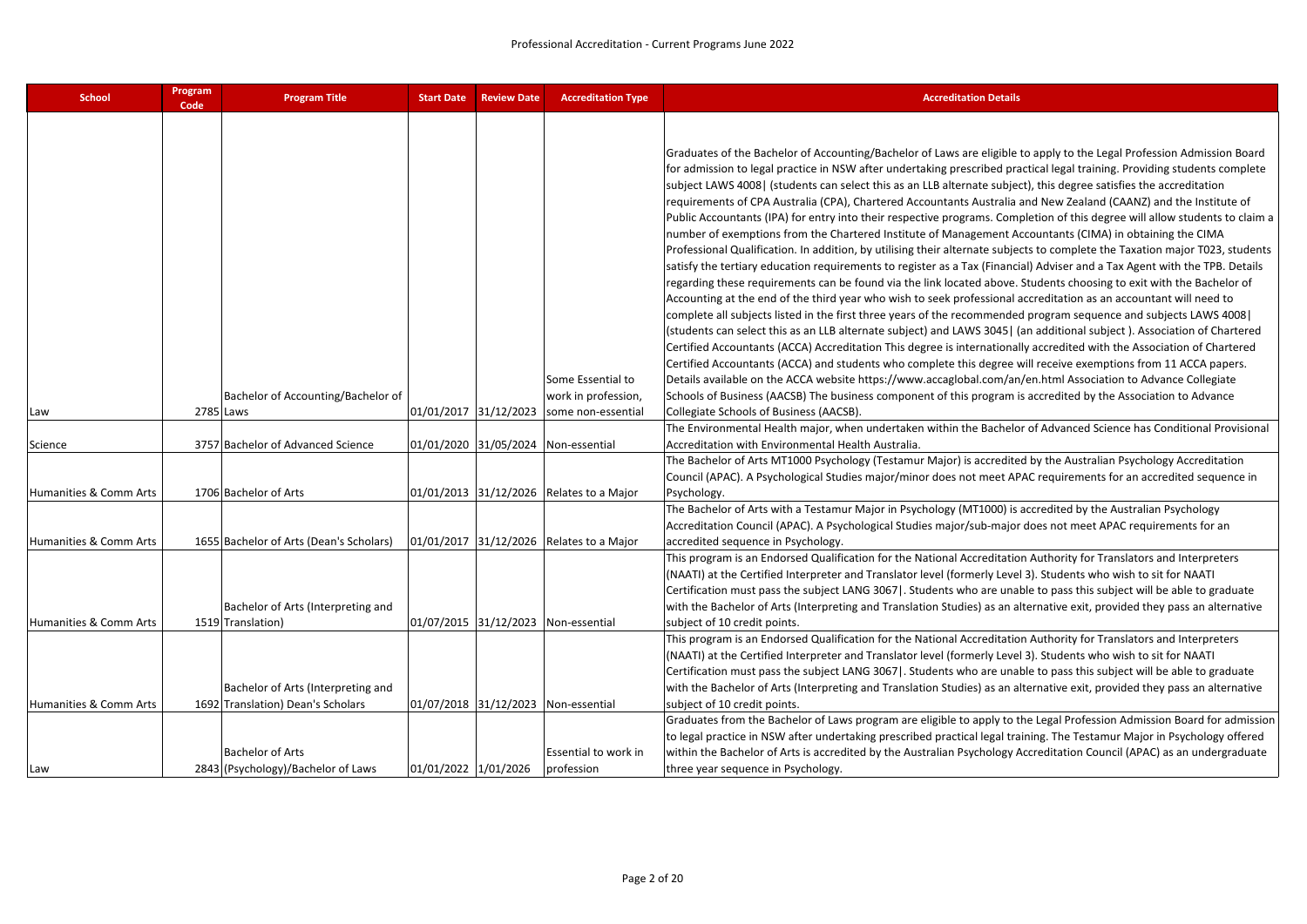Professional Accreditation - Current Programs June 2022

| School | Program Code | Program Title | Start Date | Review Date | Accreditation Type | Accreditation Details |
|---|---|---|---|---|---|---|
| Law | 2785 | Bachelor of Accounting/Bachelor of Laws | 01/01/2017 | 31/12/2023 | Some Essential to work in profession, some non-essential | Graduates of the Bachelor of Accounting/Bachelor of Laws are eligible to apply to the Legal Profession Admission Board for admission to legal practice in NSW after undertaking prescribed practical legal training. Providing students complete subject LAWS 4008\| (students can select this as an LLB alternate subject), this degree satisfies the accreditation requirements of CPA Australia (CPA), Chartered Accountants Australia and New Zealand (CAANZ) and the Institute of Public Accountants (IPA) for entry into their respective programs. Completion of this degree will allow students to claim a number of exemptions from the Chartered Institute of Management Accountants (CIMA) in obtaining the CIMA Professional Qualification. In addition, by utilising their alternate subjects to complete the Taxation major T023, students satisfy the tertiary education requirements to register as a Tax (Financial) Adviser and a Tax Agent with the TPB. Details regarding these requirements can be found via the link located above. Students choosing to exit with the Bachelor of Accounting at the end of the third year who wish to seek professional accreditation as an accountant will need to complete all subjects listed in the first three years of the recommended program sequence and subjects LAWS 4008\| (students can select this as an LLB alternate subject) and LAWS 3045\| (an additional subject ). Association of Chartered Certified Accountants (ACCA) Accreditation This degree is internationally accredited with the Association of Chartered Certified Accountants (ACCA) and students who complete this degree will receive exemptions from 11 ACCA papers. Details available on the ACCA website https://www.accaglobal.com/an/en.html Association to Advance Collegiate Schools of Business (AACSB) The business component of this program is accredited by the Association to Advance Collegiate Schools of Business (AACSB). |
| Science | 3757 | Bachelor of Advanced Science | 01/01/2020 | 31/05/2024 | Non-essential | The Environmental Health major, when undertaken within the Bachelor of Advanced Science has Conditional Provisional Accreditation with Environmental Health Australia. |
| Humanities & Comm Arts | 1706 | Bachelor of Arts | 01/01/2013 | 31/12/2026 | Relates to a Major | The Bachelor of Arts MT1000 Psychology (Testamur Major) is accredited by the Australian Psychology Accreditation Council (APAC). A Psychological Studies major/minor does not meet APAC requirements for an accredited sequence in Psychology. |
| Humanities & Comm Arts | 1655 | Bachelor of Arts (Dean's Scholars) | 01/01/2017 | 31/12/2026 | Relates to a Major | The Bachelor of Arts with a Testamur Major in Psychology (MT1000) is accredited by the Australian Psychology Accreditation Council (APAC). A Psychological Studies major/sub-major does not meet APAC requirements for an accredited sequence in Psychology. |
| Humanities & Comm Arts | 1519 | Bachelor of Arts (Interpreting and Translation) | 01/07/2015 | 31/12/2023 | Non-essential | This program is an Endorsed Qualification for the National Accreditation Authority for Translators and Interpreters (NAATI) at the Certified Interpreter and Translator level (formerly Level 3). Students who wish to sit for NAATI Certification must pass the subject LANG 3067\|. Students who are unable to pass this subject will be able to graduate with the Bachelor of Arts (Interpreting and Translation Studies) as an alternative exit, provided they pass an alternative subject of 10 credit points. |
| Humanities & Comm Arts | 1692 | Bachelor of Arts (Interpreting and Translation) Dean's Scholars | 01/07/2018 | 31/12/2023 | Non-essential | This program is an Endorsed Qualification for the National Accreditation Authority for Translators and Interpreters (NAATI) at the Certified Interpreter and Translator level (formerly Level 3). Students who wish to sit for NAATI Certification must pass the subject LANG 3067\|. Students who are unable to pass this subject will be able to graduate with the Bachelor of Arts (Interpreting and Translation Studies) as an alternative exit, provided they pass an alternative subject of 10 credit points. |
| Law | 2843 | Bachelor of Arts (Psychology)/Bachelor of Laws | 01/01/2022 | 1/01/2026 | Essential to work in profession | Graduates from the Bachelor of Laws program are eligible to apply to the Legal Profession Admission Board for admission to legal practice in NSW after undertaking prescribed practical legal training. The Testamur Major in Psychology offered within the Bachelor of Arts is accredited by the Australian Psychology Accreditation Council (APAC) as an undergraduate three year sequence in Psychology. |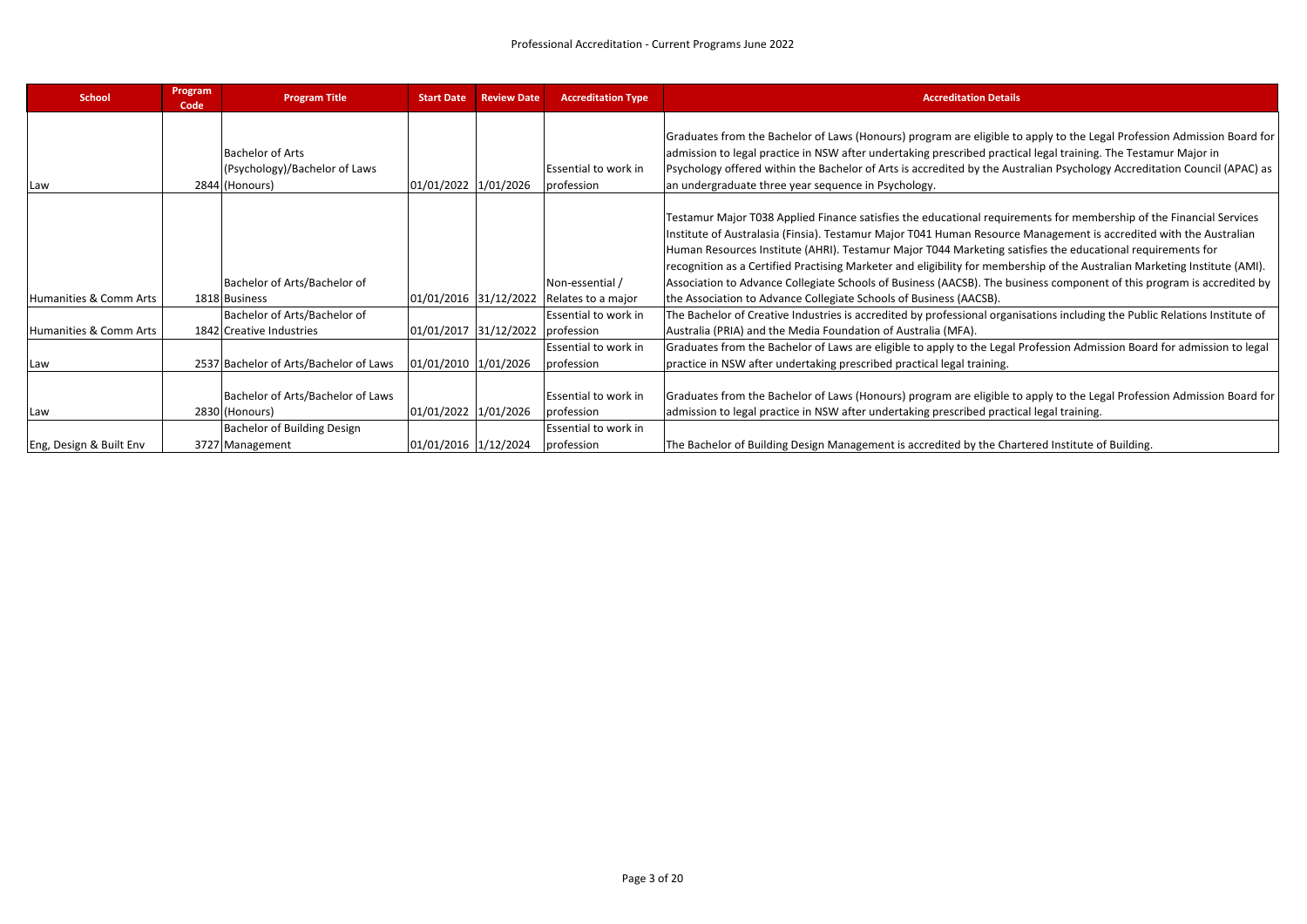Professional Accreditation - Current Programs June 2022

| School | Program Code | Program Title | Start Date | Review Date | Accreditation Type | Accreditation Details |
|---|---|---|---|---|---|---|
| Law | 2844 | Bachelor of Arts (Psychology)/Bachelor of Laws (Honours) | 01/01/2022 | 1/01/2026 | Essential to work in profession | Graduates from the Bachelor of Laws (Honours) program are eligible to apply to the Legal Profession Admission Board for admission to legal practice in NSW after undertaking prescribed practical legal training. The Testamur Major in Psychology offered within the Bachelor of Arts is accredited by the Australian Psychology Accreditation Council (APAC) as an undergraduate three year sequence in Psychology. |
| Humanities & Comm Arts | 1818 | Bachelor of Arts/Bachelor of Business | 01/01/2016 | 31/12/2022 | Non-essential / Relates to a major | Testamur Major T038 Applied Finance satisfies the educational requirements for membership of the Financial Services Institute of Australasia (Finsia). Testamur Major T041 Human Resource Management is accredited with the Australian Human Resources Institute (AHRI). Testamur Major T044 Marketing satisfies the educational requirements for recognition as a Certified Practising Marketer and eligibility for membership of the Australian Marketing Institute (AMI). Association to Advance Collegiate Schools of Business (AACSB). The business component of this program is accredited by the Association to Advance Collegiate Schools of Business (AACSB). |
| Humanities & Comm Arts | 1842 | Bachelor of Arts/Bachelor of Creative Industries | 01/01/2017 | 31/12/2022 | Essential to work in profession | The Bachelor of Creative Industries is accredited by professional organisations including the Public Relations Institute of Australia (PRIA) and the Media Foundation of Australia (MFA). |
| Law | 2537 | Bachelor of Arts/Bachelor of Laws | 01/01/2010 | 1/01/2026 | Essential to work in profession | Graduates from the Bachelor of Laws are eligible to apply to the Legal Profession Admission Board for admission to legal practice in NSW after undertaking prescribed practical legal training. |
| Law | 2830 | Bachelor of Arts/Bachelor of Laws (Honours) | 01/01/2022 | 1/01/2026 | Essential to work in profession | Graduates from the Bachelor of Laws (Honours) program are eligible to apply to the Legal Profession Admission Board for admission to legal practice in NSW after undertaking prescribed practical legal training. |
| Eng, Design & Built Env | 3727 | Bachelor of Building Design Management | 01/01/2016 | 1/12/2024 | Essential to work in profession | The Bachelor of Building Design Management is accredited by the Chartered Institute of Building. |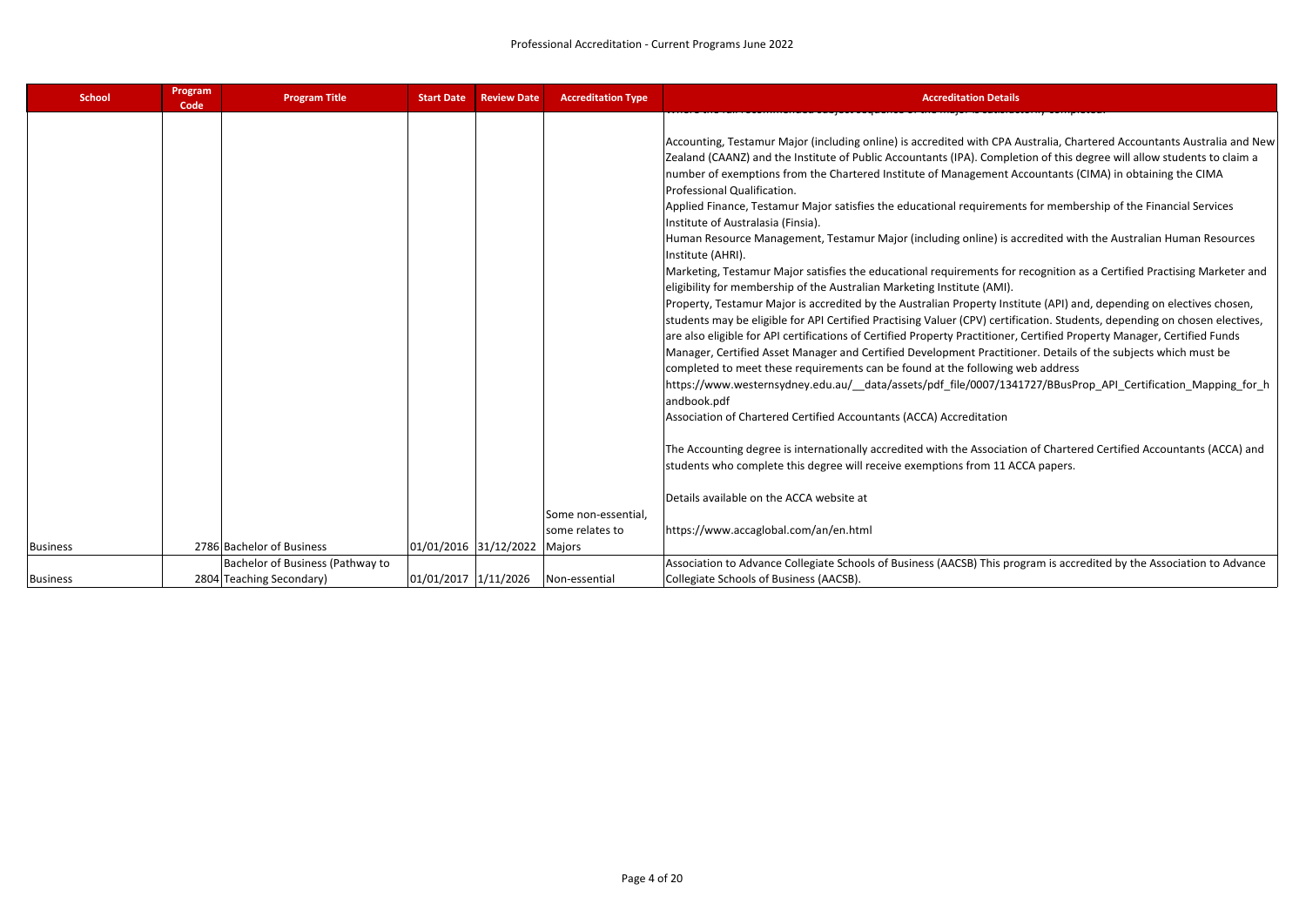# Professional Accreditation - Current Programs June 2022

| School | Program Code | Program Title | Start Date | Review Date | Accreditation Type | Accreditation Details |
|---|---|---|---|---|---|---|
| Business | 2786 | Bachelor of Business | 01/01/2016 | 31/12/2022 | Some non-essential, some relates to Majors | Accounting, Testamur Major (including online) is accredited with CPA Australia, Chartered Accountants Australia and New Zealand (CAANZ) and the Institute of Public Accountants (IPA). Completion of this degree will allow students to claim a number of exemptions from the Chartered Institute of Management Accountants (CIMA) in obtaining the CIMA Professional Qualification.<br>Applied Finance, Testamur Major satisfies the educational requirements for membership of the Financial Services Institute of Australasia (Finsia).<br>Human Resource Management, Testamur Major (including online) is accredited with the Australian Human Resources Institute (AHRI).<br>Marketing, Testamur Major satisfies the educational requirements for recognition as a Certified Practising Marketer and eligibility for membership of the Australian Marketing Institute (AMI).<br>Property, Testamur Major is accredited by the Australian Property Institute (API) and, depending on electives chosen, students may be eligible for API Certified Practising Valuer (CPV) certification. Students, depending on chosen electives, are also eligible for API certifications of Certified Property Practitioner, Certified Property Manager, Certified Funds Manager, Certified Asset Manager and Certified Development Practitioner. Details of the subjects which must be completed to meet these requirements can be found at the following web address https://www.westernsydney.edu.au/__data/assets/pdf_file/0007/1341727/BBusProp_API_Certification_Mapping_for_handbook.pdf<br>Association of Chartered Certified Accountants (ACCA) Accreditation<br><br>The Accounting degree is internationally accredited with the Association of Chartered Certified Accountants (ACCA) and students who complete this degree will receive exemptions from 11 ACCA papers.<br><br>Details available on the ACCA website at<br><br>https://www.accaglobal.com/an/en.html |
| Business | 2804 | Bachelor of Business (Pathway to Teaching Secondary) | 01/01/2017 | 1/11/2026 | Non-essential | Association to Advance Collegiate Schools of Business (AACSB) This program is accredited by the Association to Advance Collegiate Schools of Business (AACSB). |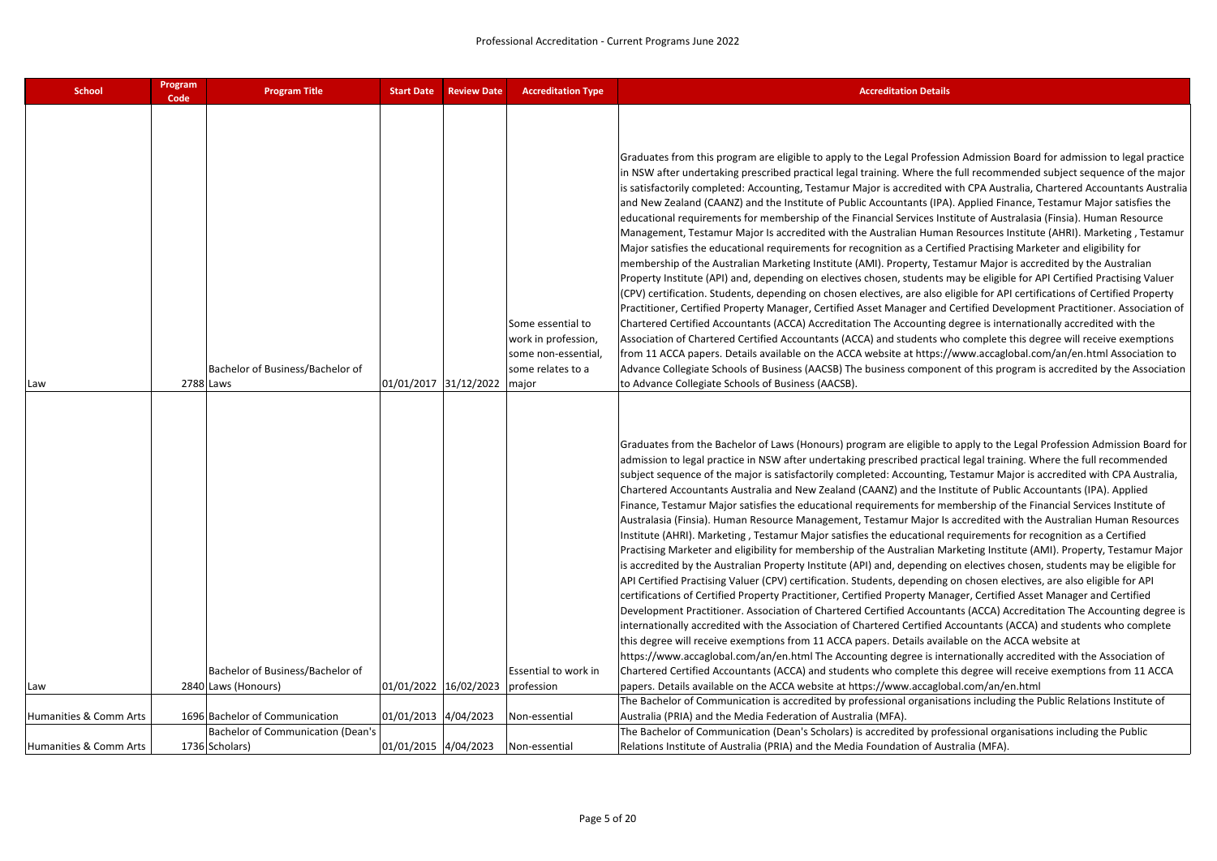Professional Accreditation - Current Programs June 2022

| School | Program Code | Program Title | Start Date | Review Date | Accreditation Type | Accreditation Details |
|---|---|---|---|---|---|---|
| Law | 2788 | Bachelor of Business/Bachelor of Laws | 01/01/2017 | 31/12/2022 | Some essential to work in profession, some non-essential, some relates to a major | Graduates from this program are eligible to apply to the Legal Profession Admission Board for admission to legal practice in NSW after undertaking prescribed practical legal training. Where the full recommended subject sequence of the major is satisfactorily completed: Accounting, Testamur Major is accredited with CPA Australia, Chartered Accountants Australia and New Zealand (CAANZ) and the Institute of Public Accountants (IPA). Applied Finance, Testamur Major satisfies the educational requirements for membership of the Financial Services Institute of Australasia (Finsia). Human Resource Management, Testamur Major Is accredited with the Australian Human Resources Institute (AHRI). Marketing , Testamur Major satisfies the educational requirements for recognition as a Certified Practising Marketer and eligibility for membership of the Australian Marketing Institute (AMI). Property, Testamur Major is accredited by the Australian Property Institute (API) and, depending on electives chosen, students may be eligible for API Certified Practising Valuer (CPV) certification. Students, depending on chosen electives, are also eligible for API certifications of Certified Property Practitioner, Certified Property Manager, Certified Asset Manager and Certified Development Practitioner. Association of Chartered Certified Accountants (ACCA) Accreditation The Accounting degree is internationally accredited with the Association of Chartered Certified Accountants (ACCA) and students who complete this degree will receive exemptions from 11 ACCA papers. Details available on the ACCA website at https://www.accaglobal.com/an/en.html Association to Advance Collegiate Schools of Business (AACSB) The business component of this program is accredited by the Association to Advance Collegiate Schools of Business (AACSB). |
| Law | 2840 | Bachelor of Business/Bachelor of Laws (Honours) | 01/01/2022 | 16/02/2023 | Essential to work in profession | Graduates from the Bachelor of Laws (Honours) program are eligible to apply to the Legal Profession Admission Board for admission to legal practice in NSW after undertaking prescribed practical legal training. Where the full recommended subject sequence of the major is satisfactorily completed: Accounting, Testamur Major is accredited with CPA Australia, Chartered Accountants Australia and New Zealand (CAANZ) and the Institute of Public Accountants (IPA). Applied Finance, Testamur Major satisfies the educational requirements for membership of the Financial Services Institute of Australasia (Finsia). Human Resource Management, Testamur Major Is accredited with the Australian Human Resources Institute (AHRI). Marketing , Testamur Major satisfies the educational requirements for recognition as a Certified Practising Marketer and eligibility for membership of the Australian Marketing Institute (AMI). Property, Testamur Major is accredited by the Australian Property Institute (API) and, depending on electives chosen, students may be eligible for API Certified Practising Valuer (CPV) certification. Students, depending on chosen electives, are also eligible for API certifications of Certified Property Practitioner, Certified Property Manager, Certified Asset Manager and Certified Development Practitioner. Association of Chartered Certified Accountants (ACCA) Accreditation The Accounting degree is internationally accredited with the Association of Chartered Certified Accountants (ACCA) and students who complete this degree will receive exemptions from 11 ACCA papers. Details available on the ACCA website at https://www.accaglobal.com/an/en.html The Accounting degree is internationally accredited with the Association of Chartered Certified Accountants (ACCA) and students who complete this degree will receive exemptions from 11 ACCA papers. Details available on the ACCA website at https://www.accaglobal.com/an/en.html |
| Humanities & Comm Arts | 1696 | Bachelor of Communication | 01/01/2013 | 4/04/2023 | Non-essential | The Bachelor of Communication is accredited by professional organisations including the Public Relations Institute of Australia (PRIA) and the Media Federation of Australia (MFA). |
| Humanities & Comm Arts | 1736 | Bachelor of Communication (Dean's Scholars) | 01/01/2015 | 4/04/2023 | Non-essential | The Bachelor of Communication (Dean's Scholars) is accredited by professional organisations including the Public Relations Institute of Australia (PRIA) and the Media Foundation of Australia (MFA). |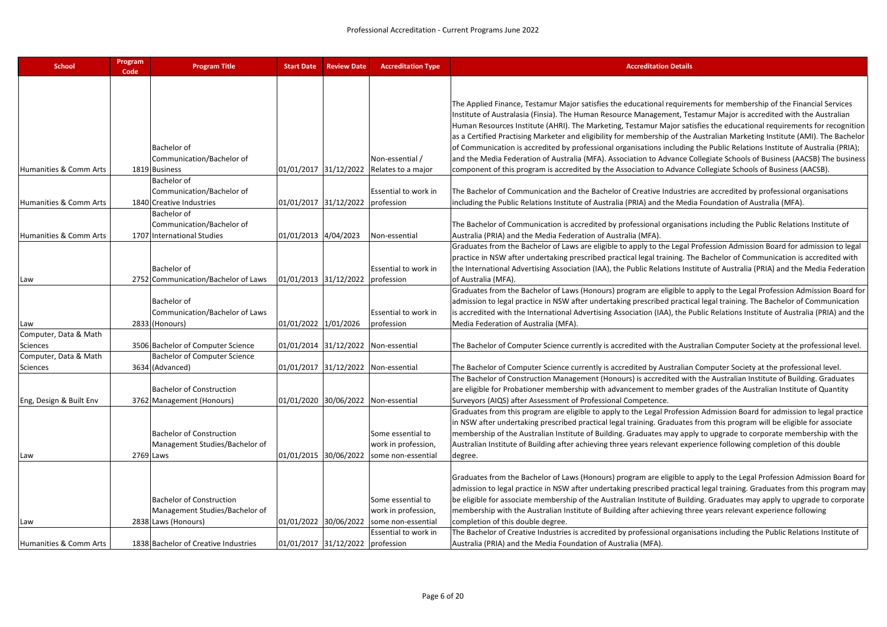Professional Accreditation - Current Programs June 2022

| School | Program Code | Program Title | Start Date | Review Date | Accreditation Type | Accreditation Details |
|---|---|---|---|---|---|---|
| Humanities & Comm Arts | 1819 | Bachelor of Communication/Bachelor of Business | 01/01/2017 | 31/12/2022 | Non-essential / Relates to a major | The Applied Finance, Testamur Major satisfies the educational requirements for membership of the Financial Services Institute of Australasia (Finsia). The Human Resource Management, Testamur Major is accredited with the Australian Human Resources Institute (AHRI). The Marketing, Testamur Major satisfies the educational requirements for recognition as a Certified Practising Marketer and eligibility for membership of the Australian Marketing Institute (AMI). The Bachelor of Communication is accredited by professional organisations including the Public Relations Institute of Australia (PRIA); and the Media Federation of Australia (MFA). Association to Advance Collegiate Schools of Business (AACSB) The business component of this program is accredited by the Association to Advance Collegiate Schools of Business (AACSB). |
| Humanities & Comm Arts | 1840 | Bachelor of Communication/Bachelor of Creative Industries | 01/01/2017 | 31/12/2022 | Essential to work in profession | The Bachelor of Communication and the Bachelor of Creative Industries are accredited by professional organisations including the Public Relations Institute of Australia (PRIA) and the Media Foundation of Australia (MFA). |
| Humanities & Comm Arts | 1707 | Bachelor of Communication/Bachelor of International Studies | 01/01/2013 | 4/04/2023 | Non-essential | The Bachelor of Communication is accredited by professional organisations including the Public Relations Institute of Australia (PRIA) and the Media Federation of Australia (MFA). |
| Law | 2752 | Bachelor of Communication/Bachelor of Laws | 01/01/2013 | 31/12/2022 | Essential to work in profession | Graduates from the Bachelor of Laws are eligible to apply to the Legal Profession Admission Board for admission to legal practice in NSW after undertaking prescribed practical legal training. The Bachelor of Communication is accredited with the International Advertising Association (IAA), the Public Relations Institute of Australia (PRIA) and the Media Federation of Australia (MFA). |
| Law | 2833 | Bachelor of Communication/Bachelor of Laws (Honours) | 01/01/2022 | 1/01/2026 | Essential to work in profession | Graduates from the Bachelor of Laws (Honours) program are eligible to apply to the Legal Profession Admission Board for admission to legal practice in NSW after undertaking prescribed practical legal training. The Bachelor of Communication is accredited with the International Advertising Association (IAA), the Public Relations Institute of Australia (PRIA) and the Media Federation of Australia (MFA). |
| Computer, Data & Math Sciences | 3506 | Bachelor of Computer Science | 01/01/2014 | 31/12/2022 | Non-essential | The Bachelor of Computer Science currently is accredited with the Australian Computer Society at the professional level. |
| Computer, Data & Math Sciences | 3634 | Bachelor of Computer Science (Advanced) | 01/01/2017 | 31/12/2022 | Non-essential | The Bachelor of Computer Science currently is accredited by Australian Computer Society at the professional level. |
| Eng, Design & Built Env | 3762 | Bachelor of Construction Management (Honours) | 01/01/2020 | 30/06/2022 | Non-essential | The Bachelor of Construction Management (Honours) is accredited with the Australian Institute of Building. Graduates are eligible for Probationer membership with advancement to member grades of the Australian Institute of Quantity Surveyors (AIQS) after Assessment of Professional Competence. |
| Law | 2769 | Bachelor of Construction Management Studies/Bachelor of Laws | 01/01/2015 | 30/06/2022 | Some essential to work in profession, some non-essential | Graduates from this program are eligible to apply to the Legal Profession Admission Board for admission to legal practice in NSW after undertaking prescribed practical legal training. Graduates from this program will be eligible for associate membership of the Australian Institute of Building. Graduates may apply to upgrade to corporate membership with the Australian Institute of Building after achieving three years relevant experience following completion of this double degree. |
| Law | 2838 | Bachelor of Construction Management Studies/Bachelor of Laws (Honours) | 01/01/2022 | 30/06/2022 | Some essential to work in profession, some non-essential | Graduates from the Bachelor of Laws (Honours) program are eligible to apply to the Legal Profession Admission Board for admission to legal practice in NSW after undertaking prescribed practical legal training. Graduates from this program may be eligible for associate membership of the Australian Institute of Building. Graduates may apply to upgrade to corporate membership with the Australian Institute of Building after achieving three years relevant experience following completion of this double degree. |
| Humanities & Comm Arts | 1838 | Bachelor of Creative Industries | 01/01/2017 | 31/12/2022 | Essential to work in profession | The Bachelor of Creative Industries is accredited by professional organisations including the Public Relations Institute of Australia (PRIA) and the Media Foundation of Australia (MFA). |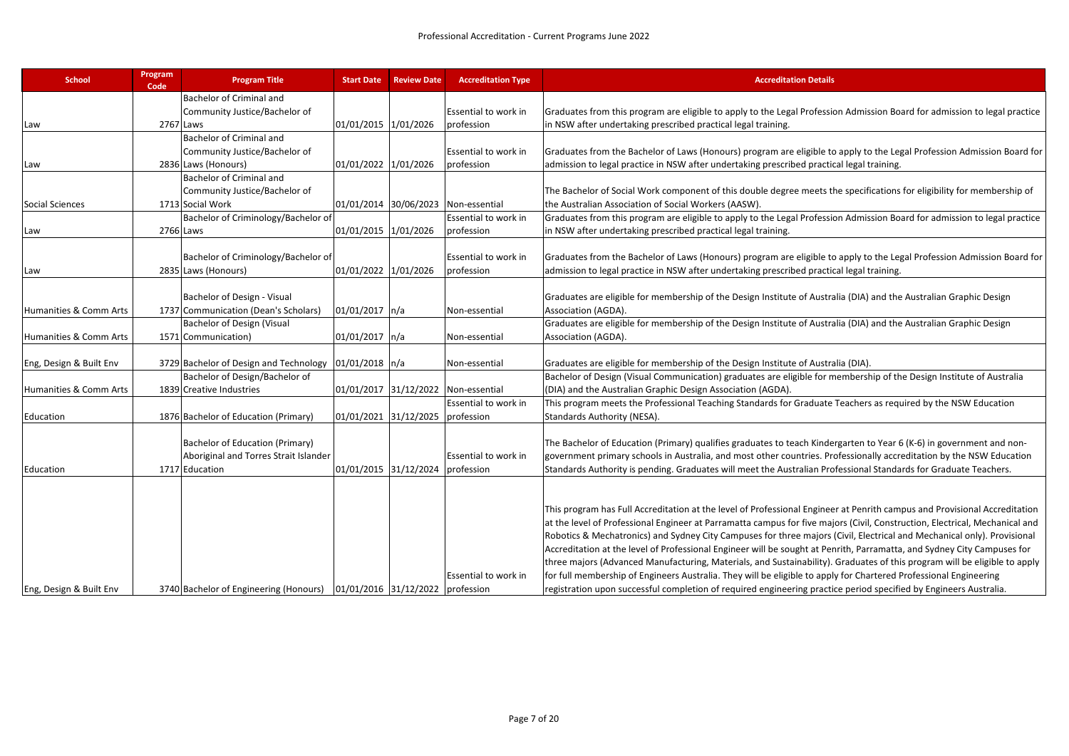Professional Accreditation - Current Programs June 2022

| School | Program Code | Program Title | Start Date | Review Date | Accreditation Type | Accreditation Details |
|---|---|---|---|---|---|---|
| Law | 2767 | Bachelor of Criminal and Community Justice/Bachelor of Laws | 01/01/2015 | 1/01/2026 | Essential to work in profession | Graduates from this program are eligible to apply to the Legal Profession Admission Board for admission to legal practice in NSW after undertaking prescribed practical legal training. |
| Law | 2836 | Bachelor of Criminal and Community Justice/Bachelor of Laws (Honours) | 01/01/2022 | 1/01/2026 | Essential to work in profession | Graduates from the Bachelor of Laws (Honours) program are eligible to apply to the Legal Profession Admission Board for admission to legal practice in NSW after undertaking prescribed practical legal training. |
| Social Sciences | 1713 | Bachelor of Criminal and Community Justice/Bachelor of Social Work | 01/01/2014 | 30/06/2023 | Non-essential | The Bachelor of Social Work component of this double degree meets the specifications for eligibility for membership of the Australian Association of Social Workers (AASW). |
| Law | 2766 | Bachelor of Criminology/Bachelor of Laws | 01/01/2015 | 1/01/2026 | Essential to work in profession | Graduates from this program are eligible to apply to the Legal Profession Admission Board for admission to legal practice in NSW after undertaking prescribed practical legal training. |
| Law | 2835 | Bachelor of Criminology/Bachelor of Laws (Honours) | 01/01/2022 | 1/01/2026 | Essential to work in profession | Graduates from the Bachelor of Laws (Honours) program are eligible to apply to the Legal Profession Admission Board for admission to legal practice in NSW after undertaking prescribed practical legal training. |
| Humanities & Comm Arts | 1737 | Bachelor of Design - Visual Communication (Dean's Scholars) | 01/01/2017 | n/a | Non-essential | Graduates are eligible for membership of the Design Institute of Australia (DIA) and the Australian Graphic Design Association (AGDA). |
| Humanities & Comm Arts | 1571 | Bachelor of Design (Visual Communication) | 01/01/2017 | n/a | Non-essential | Graduates are eligible for membership of the Design Institute of Australia (DIA) and the Australian Graphic Design Association (AGDA). |
| Eng, Design & Built Env | 3729 | Bachelor of Design and Technology | 01/01/2018 | n/a | Non-essential | Graduates are eligible for membership of the Design Institute of Australia (DIA). |
| Humanities & Comm Arts | 1839 | Bachelor of Design/Bachelor of Creative Industries | 01/01/2017 | 31/12/2022 | Non-essential | Bachelor of Design (Visual Communication) graduates are eligible for membership of the Design Institute of Australia (DIA) and the Australian Graphic Design Association (AGDA). |
| Education | 1876 | Bachelor of Education (Primary) | 01/01/2021 | 31/12/2025 | Essential to work in profession | This program meets the Professional Teaching Standards for Graduate Teachers as required by the NSW Education Standards Authority (NESA). |
| Education | 1717 | Bachelor of Education (Primary) Aboriginal and Torres Strait Islander Education | 01/01/2015 | 31/12/2024 | Essential to work in profession | The Bachelor of Education (Primary) qualifies graduates to teach Kindergarten to Year 6 (K-6) in government and non-government primary schools in Australia, and most other countries. Professionally accreditation by the NSW Education Standards Authority is pending. Graduates will meet the Australian Professional Standards for Graduate Teachers. |
| Eng, Design & Built Env | 3740 | Bachelor of Engineering (Honours) | 01/01/2016 | 31/12/2022 | Essential to work in profession | This program has Full Accreditation at the level of Professional Engineer at Penrith campus and Provisional Accreditation at the level of Professional Engineer at Parramatta campus for five majors (Civil, Construction, Electrical, Mechanical and Robotics & Mechatronics) and Sydney City Campuses for three majors (Civil, Electrical and Mechanical only). Provisional Accreditation at the level of Professional Engineer will be sought at Penrith, Parramatta, and Sydney City Campuses for three majors (Advanced Manufacturing, Materials, and Sustainability). Graduates of this program will be eligible to apply for full membership of Engineers Australia. They will be eligible to apply for Chartered Professional Engineering registration upon successful completion of required engineering practice period specified by Engineers Australia. |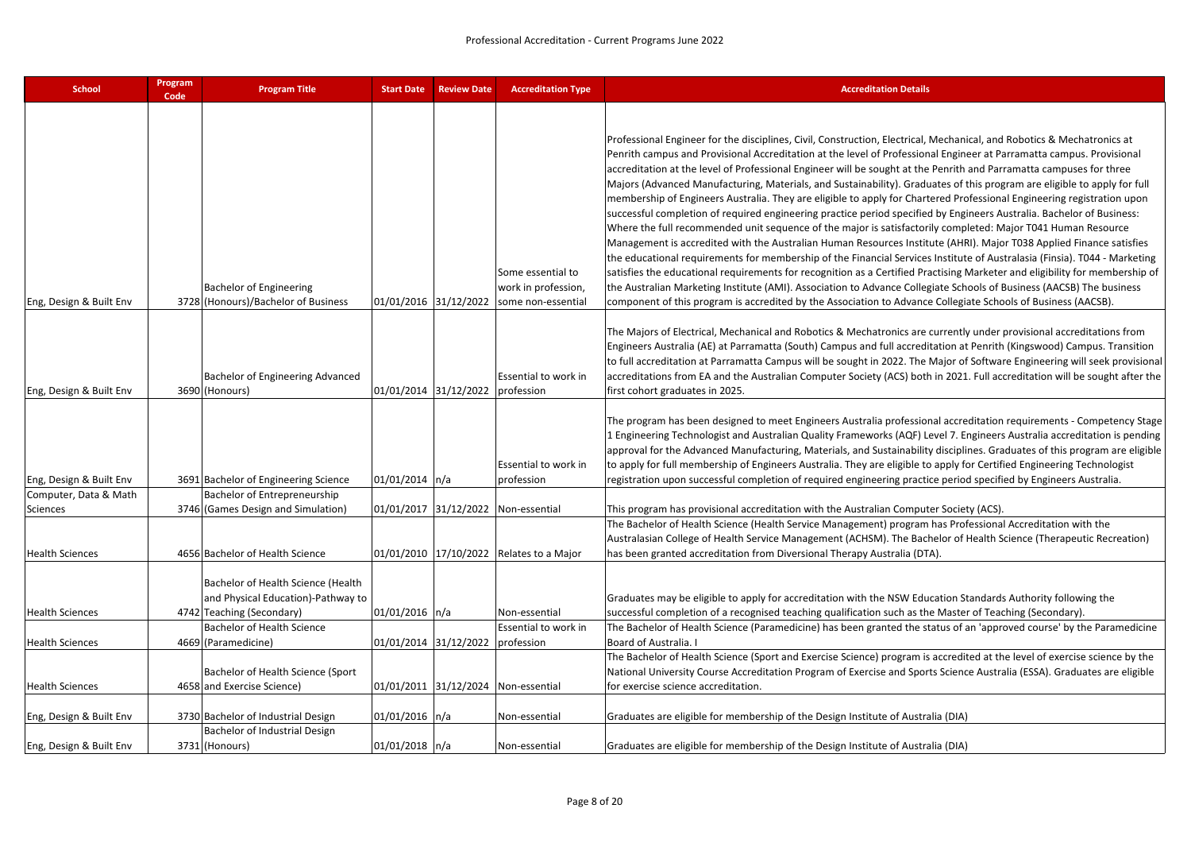Professional Accreditation - Current Programs June 2022

| School | Program Code | Program Title | Start Date | Review Date | Accreditation Type | Accreditation Details |
|---|---|---|---|---|---|---|
| Eng, Design & Built Env | 3728 | Bachelor of Engineering (Honours)/Bachelor of Business | 01/01/2016 | 31/12/2022 | Some essential to work in profession, some non-essential | Professional Engineer for the disciplines, Civil, Construction, Electrical, Mechanical, and Robotics & Mechatronics at Penrith campus and Provisional Accreditation at the level of Professional Engineer at Parramatta campus. Provisional accreditation at the level of Professional Engineer will be sought at the Penrith and Parramatta campuses for three Majors (Advanced Manufacturing, Materials, and Sustainability). Graduates of this program are eligible to apply for full membership of Engineers Australia. They are eligible to apply for Chartered Professional Engineering registration upon successful completion of required engineering practice period specified by Engineers Australia. Bachelor of Business: Where the full recommended unit sequence of the major is satisfactorily completed: Major T041 Human Resource Management is accredited with the Australian Human Resources Institute (AHRI). Major T038 Applied Finance satisfies the educational requirements for membership of the Financial Services Institute of Australasia (Finsia). T044 - Marketing satisfies the educational requirements for recognition as a Certified Practising Marketer and eligibility for membership of the Australian Marketing Institute (AMI). Association to Advance Collegiate Schools of Business (AACSB) The business component of this program is accredited by the Association to Advance Collegiate Schools of Business (AACSB). |
| Eng, Design & Built Env | 3690 | Bachelor of Engineering Advanced (Honours) | 01/01/2014 | 31/12/2022 | Essential to work in profession | The Majors of Electrical, Mechanical and Robotics & Mechatronics are currently under provisional accreditations from Engineers Australia (AE) at Parramatta (South) Campus and full accreditation at Penrith (Kingswood) Campus. Transition to full accreditation at Parramatta Campus will be sought in 2022. The Major of Software Engineering will seek provisional accreditations from EA and the Australian Computer Society (ACS) both in 2021. Full accreditation will be sought after the first cohort graduates in 2025. |
| Eng, Design & Built Env | 3691 | Bachelor of Engineering Science | 01/01/2014 | n/a | Essential to work in profession | The program has been designed to meet Engineers Australia professional accreditation requirements - Competency Stage 1 Engineering Technologist and Australian Quality Frameworks (AQF) Level 7. Engineers Australia accreditation is pending approval for the Advanced Manufacturing, Materials, and Sustainability disciplines. Graduates of this program are eligible to apply for full membership of Engineers Australia. They are eligible to apply for Certified Engineering Technologist registration upon successful completion of required engineering practice period specified by Engineers Australia. |
| Computer, Data & Math Sciences | 3746 | Bachelor of Entrepreneurship (Games Design and Simulation) | 01/01/2017 | 31/12/2022 | Non-essential | This program has provisional accreditation with the Australian Computer Society (ACS). |
| Health Sciences | 4656 | Bachelor of Health Science | 01/01/2010 | 17/10/2022 | Relates to a Major | The Bachelor of Health Science (Health Service Management) program has Professional Accreditation with the Australasian College of Health Service Management (ACHSM). The Bachelor of Health Science (Therapeutic Recreation) has been granted accreditation from Diversional Therapy Australia (DTA). |
| Health Sciences | 4742 | Bachelor of Health Science (Health and Physical Education)-Pathway to Teaching (Secondary) | 01/01/2016 | n/a | Non-essential | Graduates may be eligible to apply for accreditation with the NSW Education Standards Authority following the successful completion of a recognised teaching qualification such as the Master of Teaching (Secondary). |
| Health Sciences | 4669 | Bachelor of Health Science (Paramedicine) | 01/01/2014 | 31/12/2022 | Essential to work in profession | The Bachelor of Health Science (Paramedicine) has been granted the status of an 'approved course' by the Paramedicine Board of Australia. I |
| Health Sciences | 4658 | Bachelor of Health Science (Sport and Exercise Science) | 01/01/2011 | 31/12/2024 | Non-essential | The Bachelor of Health Science (Sport and Exercise Science) program is accredited at the level of exercise science by the National University Course Accreditation Program of Exercise and Sports Science Australia (ESSA). Graduates are eligible for exercise science accreditation. |
| Eng, Design & Built Env | 3730 | Bachelor of Industrial Design | 01/01/2016 | n/a | Non-essential | Graduates are eligible for membership of the Design Institute of Australia (DIA) |
| Eng, Design & Built Env | 3731 | Bachelor of Industrial Design (Honours) | 01/01/2018 | n/a | Non-essential | Graduates are eligible for membership of the Design Institute of Australia (DIA) |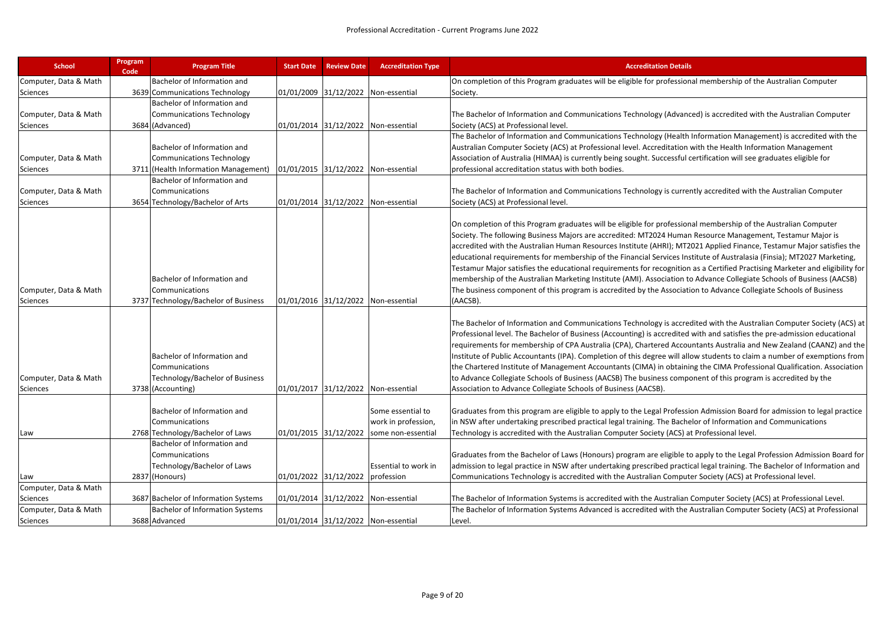Professional Accreditation - Current Programs June 2022

| School | Program Code | Program Title | Start Date | Review Date | Accreditation Type | Accreditation Details |
|---|---|---|---|---|---|---|
| Computer, Data & Math Sciences | 3639 | Bachelor of Information and Communications Technology | 01/01/2009 | 31/12/2022 | Non-essential | On completion of this Program graduates will be eligible for professional membership of the Australian Computer Society. |
| Computer, Data & Math Sciences | 3684 | Bachelor of Information and Communications Technology (Advanced) | 01/01/2014 | 31/12/2022 | Non-essential | The Bachelor of Information and Communications Technology (Advanced) is accredited with the Australian Computer Society (ACS) at Professional level. |
| Computer, Data & Math Sciences | 3711 | Bachelor of Information and Communications Technology (Health Information Management) | 01/01/2015 | 31/12/2022 | Non-essential | The Bachelor of Information and Communications Technology (Health Information Management) is accredited with the Australian Computer Society (ACS) at Professional level. Accreditation with the Health Information Management Association of Australia (HIMAA) is currently being sought. Successful certification will see graduates eligible for professional accreditation status with both bodies. |
| Computer, Data & Math Sciences | 3654 | Bachelor of Information and Communications Technology/Bachelor of Arts | 01/01/2014 | 31/12/2022 | Non-essential | The Bachelor of Information and Communications Technology is currently accredited with the Australian Computer Society (ACS) at Professional level. |
| Computer, Data & Math Sciences | 3737 | Bachelor of Information and Communications Technology/Bachelor of Business | 01/01/2016 | 31/12/2022 | Non-essential | On completion of this Program graduates will be eligible for professional membership of the Australian Computer Society. The following Business Majors are accredited: MT2024 Human Resource Management, Testamur Major is accredited with the Australian Human Resources Institute (AHRI); MT2021 Applied Finance, Testamur Major satisfies the educational requirements for membership of the Financial Services Institute of Australasia (Finsia); MT2027 Marketing, Testamur Major satisfies the educational requirements for recognition as a Certified Practising Marketer and eligibility for membership of the Australian Marketing Institute (AMI). Association to Advance Collegiate Schools of Business (AACSB) The business component of this program is accredited by the Association to Advance Collegiate Schools of Business (AACSB). |
| Computer, Data & Math Sciences | 3738 | Bachelor of Information and Communications Technology/Bachelor of Business (Accounting) | 01/01/2017 | 31/12/2022 | Non-essential | The Bachelor of Information and Communications Technology is accredited with the Australian Computer Society (ACS) at Professional level. The Bachelor of Business (Accounting) is accredited with and satisfies the pre-admission educational requirements for membership of CPA Australia (CPA), Chartered Accountants Australia and New Zealand (CAANZ) and the Institute of Public Accountants (IPA). Completion of this degree will allow students to claim a number of exemptions from the Chartered Institute of Management Accountants (CIMA) in obtaining the CIMA Professional Qualification. Association to Advance Collegiate Schools of Business (AACSB) The business component of this program is accredited by the Association to Advance Collegiate Schools of Business (AACSB). |
| Law | 2768 | Bachelor of Information and Communications Technology/Bachelor of Laws | 01/01/2015 | 31/12/2022 | Some essential to work in profession, some non-essential | Graduates from this program are eligible to apply to the Legal Profession Admission Board for admission to legal practice in NSW after undertaking prescribed practical legal training. The Bachelor of Information and Communications Technology is accredited with the Australian Computer Society (ACS) at Professional level. |
| Law | 2837 | Bachelor of Information and Communications Technology/Bachelor of Laws (Honours) | 01/01/2022 | 31/12/2022 | Essential to work in profession | Graduates from the Bachelor of Laws (Honours) program are eligible to apply to the Legal Profession Admission Board for admission to legal practice in NSW after undertaking prescribed practical legal training. The Bachelor of Information and Communications Technology is accredited with the Australian Computer Society (ACS) at Professional level. |
| Computer, Data & Math Sciences | 3687 | Bachelor of Information Systems | 01/01/2014 | 31/12/2022 | Non-essential | The Bachelor of Information Systems is accredited with the Australian Computer Society (ACS) at Professional Level. |
| Computer, Data & Math Sciences | 3688 | Bachelor of Information Systems Advanced | 01/01/2014 | 31/12/2022 | Non-essential | The Bachelor of Information Systems Advanced is accredited with the Australian Computer Society (ACS) at Professional Level. |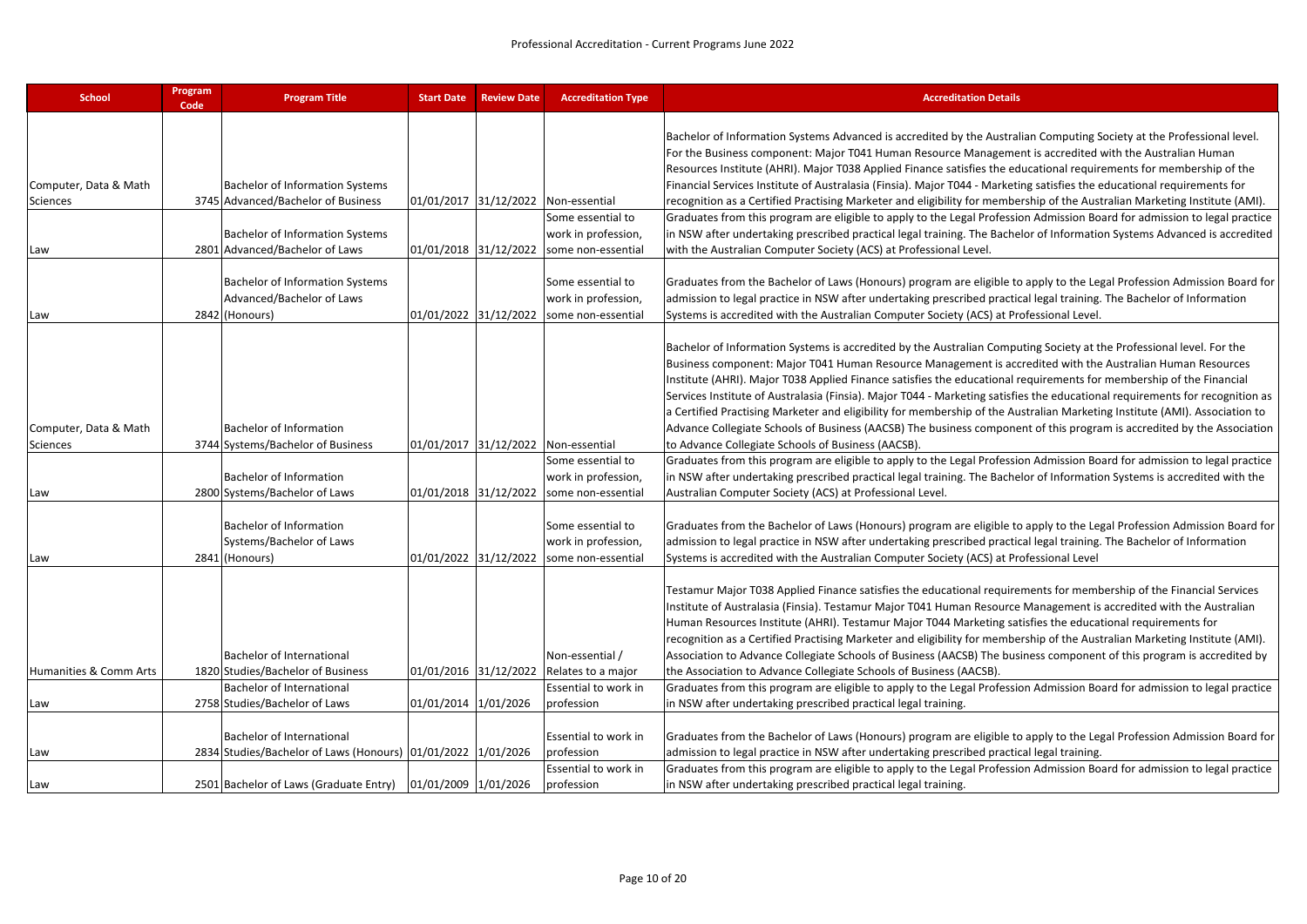# Professional Accreditation - Current Programs June 2022

| School | Program Code | Program Title | Start Date | Review Date | Accreditation Type | Accreditation Details |
|---|---|---|---|---|---|---|
| Computer, Data & Math Sciences | 3745 | Bachelor of Information Systems Advanced/Bachelor of Business | 01/01/2017 | 31/12/2022 | Non-essential | Bachelor of Information Systems Advanced is accredited by the Australian Computing Society at the Professional level. For the Business component: Major T041 Human Resource Management is accredited with the Australian Human Resources Institute (AHRI). Major T038 Applied Finance satisfies the educational requirements for membership of the Financial Services Institute of Australasia (Finsia). Major T044 - Marketing satisfies the educational requirements for recognition as a Certified Practising Marketer and eligibility for membership of the Australian Marketing Institute (AMI). |
| Law | 2801 | Bachelor of Information Systems Advanced/Bachelor of Laws | 01/01/2018 | 31/12/2022 | Some essential to work in profession, some non-essential | Graduates from this program are eligible to apply to the Legal Profession Admission Board for admission to legal practice in NSW after undertaking prescribed practical legal training. The Bachelor of Information Systems Advanced is accredited with the Australian Computer Society (ACS) at Professional Level. |
| Law | 2842 | Bachelor of Information Systems Advanced/Bachelor of Laws (Honours) | 01/01/2022 | 31/12/2022 | Some essential to work in profession, some non-essential | Graduates from the Bachelor of Laws (Honours) program are eligible to apply to the Legal Profession Admission Board for admission to legal practice in NSW after undertaking prescribed practical legal training. The Bachelor of Information Systems is accredited with the Australian Computer Society (ACS) at Professional Level. |
| Computer, Data & Math Sciences | 3744 | Bachelor of Information Systems/Bachelor of Business | 01/01/2017 | 31/12/2022 | Non-essential | Bachelor of Information Systems is accredited by the Australian Computing Society at the Professional level. For the Business component: Major T041 Human Resource Management is accredited with the Australian Human Resources Institute (AHRI). Major T038 Applied Finance satisfies the educational requirements for membership of the Financial Services Institute of Australasia (Finsia). Major T044 - Marketing satisfies the educational requirements for recognition as a Certified Practising Marketer and eligibility for membership of the Australian Marketing Institute (AMI). Association to Advance Collegiate Schools of Business (AACSB) The business component of this program is accredited by the Association to Advance Collegiate Schools of Business (AACSB). |
| Law | 2800 | Bachelor of Information Systems/Bachelor of Laws | 01/01/2018 | 31/12/2022 | Some essential to work in profession, some non-essential | Graduates from this program are eligible to apply to the Legal Profession Admission Board for admission to legal practice in NSW after undertaking prescribed practical legal training. The Bachelor of Information Systems is accredited with the Australian Computer Society (ACS) at Professional Level. |
| Law | 2841 | Bachelor of Information Systems/Bachelor of Laws (Honours) | 01/01/2022 | 31/12/2022 | Some essential to work in profession, some non-essential | Graduates from the Bachelor of Laws (Honours) program are eligible to apply to the Legal Profession Admission Board for admission to legal practice in NSW after undertaking prescribed practical legal training. The Bachelor of Information Systems is accredited with the Australian Computer Society (ACS) at Professional Level |
| Humanities & Comm Arts | 1820 | Bachelor of International Studies/Bachelor of Business | 01/01/2016 | 31/12/2022 | Non-essential / Relates to a major | Testamur Major T038 Applied Finance satisfies the educational requirements for membership of the Financial Services Institute of Australasia (Finsia). Testamur Major T041 Human Resource Management is accredited with the Australian Human Resources Institute (AHRI). Testamur Major T044 Marketing satisfies the educational requirements for recognition as a Certified Practising Marketer and eligibility for membership of the Australian Marketing Institute (AMI). Association to Advance Collegiate Schools of Business (AACSB) The business component of this program is accredited by the Association to Advance Collegiate Schools of Business (AACSB). |
| Law | 2758 | Bachelor of International Studies/Bachelor of Laws | 01/01/2014 | 1/01/2026 | Essential to work in profession | Graduates from this program are eligible to apply to the Legal Profession Admission Board for admission to legal practice in NSW after undertaking prescribed practical legal training. |
| Law | 2834 | Bachelor of International Studies/Bachelor of Laws (Honours) | 01/01/2022 | 1/01/2026 | Essential to work in profession | Graduates from the Bachelor of Laws (Honours) program are eligible to apply to the Legal Profession Admission Board for admission to legal practice in NSW after undertaking prescribed practical legal training. |
| Law | 2501 | Bachelor of Laws (Graduate Entry) | 01/01/2009 | 1/01/2026 | Essential to work in profession | Graduates from this program are eligible to apply to the Legal Profession Admission Board for admission to legal practice in NSW after undertaking prescribed practical legal training. |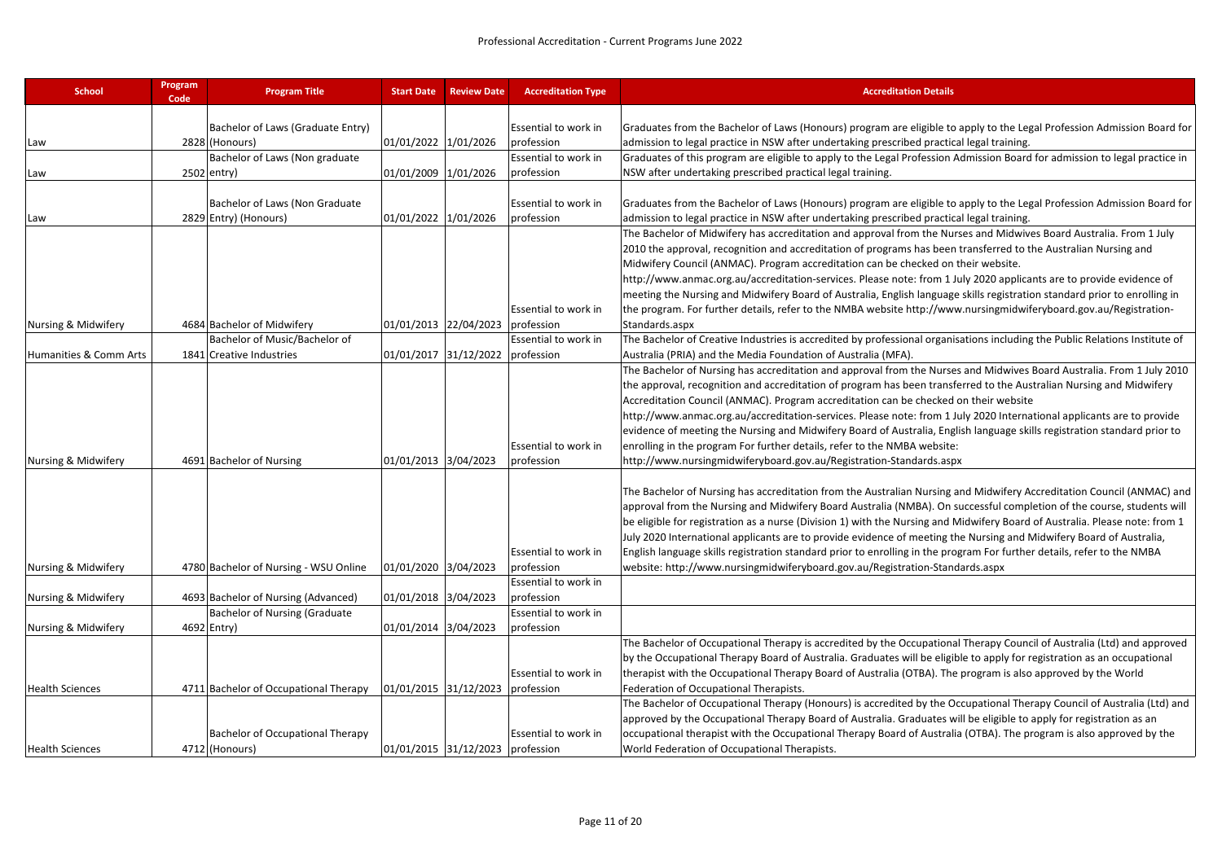# Professional Accreditation - Current Programs June 2022

| School | Program Code | Program Title | Start Date | Review Date | Accreditation Type | Accreditation Details |
|---|---|---|---|---|---|---|
| Law | 2828 | Bachelor of Laws (Graduate Entry) (Honours) | 01/01/2022 | 1/01/2026 | Essential to work in profession | Graduates from the Bachelor of Laws (Honours) program are eligible to apply to the Legal Profession Admission Board for admission to legal practice in NSW after undertaking prescribed practical legal training. |
| Law | 2502 | Bachelor of Laws (Non graduate entry) | 01/01/2009 | 1/01/2026 | Essential to work in profession | Graduates of this program are eligible to apply to the Legal Profession Admission Board for admission to legal practice in NSW after undertaking prescribed practical legal training. |
| Law | 2829 | Bachelor of Laws (Non Graduate Entry) (Honours) | 01/01/2022 | 1/01/2026 | Essential to work in profession | Graduates from the Bachelor of Laws (Honours) program are eligible to apply to the Legal Profession Admission Board for admission to legal practice in NSW after undertaking prescribed practical legal training. |
| Nursing & Midwifery | 4684 | Bachelor of Midwifery | 01/01/2013 | 22/04/2023 | Essential to work in profession | The Bachelor of Midwifery has accreditation and approval from the Nurses and Midwives Board Australia. From 1 July 2010 the approval, recognition and accreditation of programs has been transferred to the Australian Nursing and Midwifery Council (ANMAC). Program accreditation can be checked on their website. http://www.anmac.org.au/accreditation-services. Please note: from 1 July 2020 applicants are to provide evidence of meeting the Nursing and Midwifery Board of Australia, English language skills registration standard prior to enrolling in the program. For further details, refer to the NMBA website http://www.nursingmidwiferyboard.gov.au/Registration-Standards.aspx |
| Humanities & Comm Arts | 1841 | Bachelor of Music/Bachelor of Creative Industries | 01/01/2017 | 31/12/2022 | Essential to work in profession | The Bachelor of Creative Industries is accredited by professional organisations including the Public Relations Institute of Australia (PRIA) and the Media Foundation of Australia (MFA). |
| Nursing & Midwifery | 4691 | Bachelor of Nursing | 01/01/2013 | 3/04/2023 | Essential to work in profession | The Bachelor of Nursing has accreditation and approval from the Nurses and Midwives Board Australia. From 1 July 2010 the approval, recognition and accreditation of program has been transferred to the Australian Nursing and Midwifery Accreditation Council (ANMAC). Program accreditation can be checked on their website http://www.anmac.org.au/accreditation-services. Please note: from 1 July 2020 International applicants are to provide evidence of meeting the Nursing and Midwifery Board of Australia, English language skills registration standard prior to enrolling in the program For further details, refer to the NMBA website: http://www.nursingmidwiferyboard.gov.au/Registration-Standards.aspx |
| Nursing & Midwifery | 4780 | Bachelor of Nursing - WSU Online | 01/01/2020 | 3/04/2023 | Essential to work in profession | The Bachelor of Nursing has accreditation from the Australian Nursing and Midwifery Accreditation Council (ANMAC) and approval from the Nursing and Midwifery Board Australia (NMBA). On successful completion of the course, students will be eligible for registration as a nurse (Division 1) with the Nursing and Midwifery Board of Australia. Please note: from 1 July 2020 International applicants are to provide evidence of meeting the Nursing and Midwifery Board of Australia, English language skills registration standard prior to enrolling in the program For further details, refer to the NMBA website: http://www.nursingmidwiferyboard.gov.au/Registration-Standards.aspx |
| Nursing & Midwifery | 4693 | Bachelor of Nursing (Advanced) | 01/01/2018 | 3/04/2023 | Essential to work in profession | |
| Nursing & Midwifery | 4692 | Bachelor of Nursing (Graduate Entry) | 01/01/2014 | 3/04/2023 | Essential to work in profession | |
| Health Sciences | 4711 | Bachelor of Occupational Therapy | 01/01/2015 | 31/12/2023 | Essential to work in profession | The Bachelor of Occupational Therapy is accredited by the Occupational Therapy Council of Australia (Ltd) and approved by the Occupational Therapy Board of Australia. Graduates will be eligible to apply for registration as an occupational therapist with the Occupational Therapy Board of Australia (OTBA). The program is also approved by the World Federation of Occupational Therapists. |
| Health Sciences | 4712 | Bachelor of Occupational Therapy (Honours) | 01/01/2015 | 31/12/2023 | Essential to work in profession | The Bachelor of Occupational Therapy (Honours) is accredited by the Occupational Therapy Council of Australia (Ltd) and approved by the Occupational Therapy Board of Australia. Graduates will be eligible to apply for registration as an occupational therapist with the Occupational Therapy Board of Australia (OTBA). The program is also approved by the World Federation of Occupational Therapists. |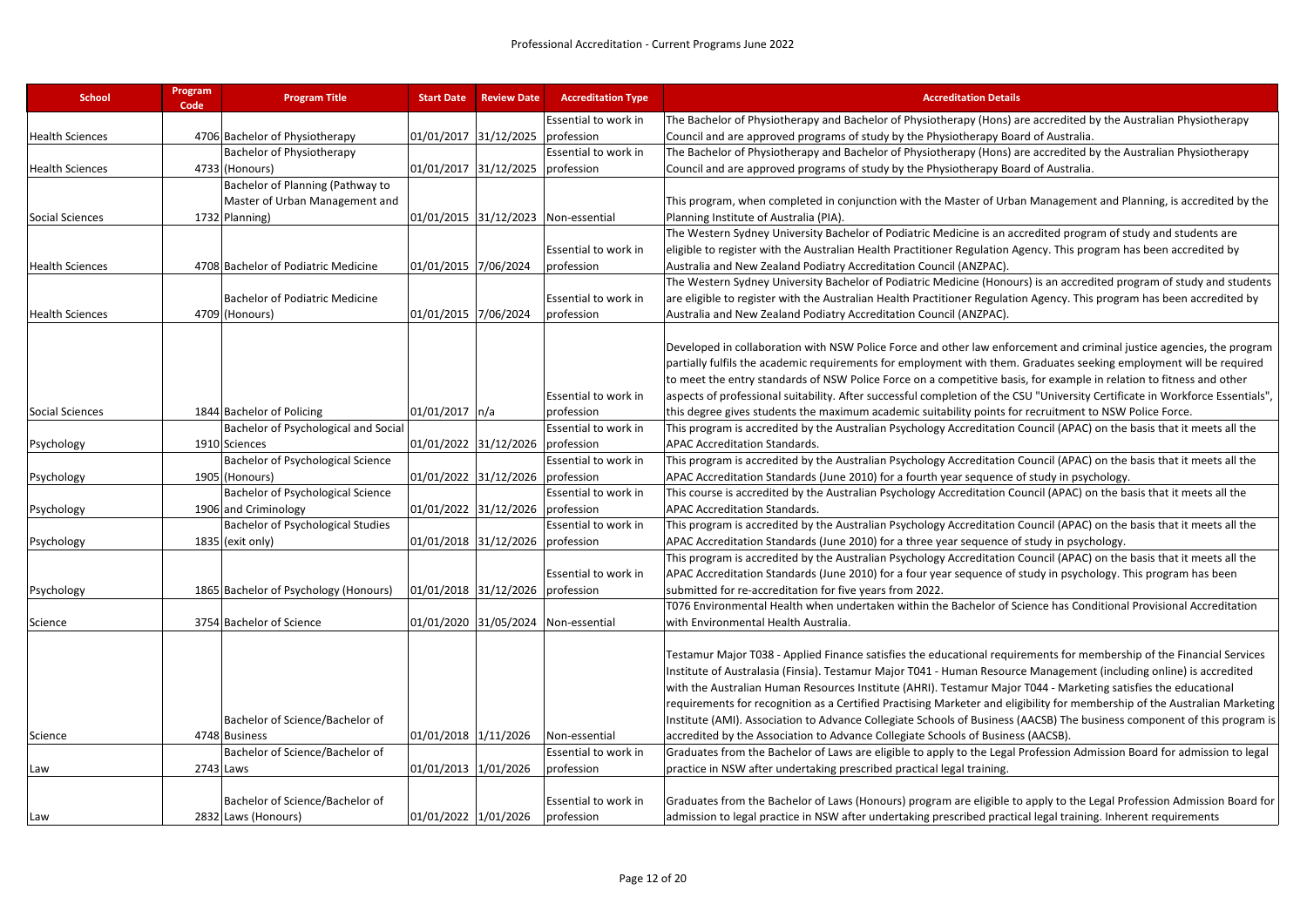Professional Accreditation - Current Programs June 2022

| School | Program Code | Program Title | Start Date | Review Date | Accreditation Type | Accreditation Details |
|---|---|---|---|---|---|---|
| Health Sciences | 4706 | Bachelor of Physiotherapy | 01/01/2017 | 31/12/2025 | Essential to work in profession | The Bachelor of Physiotherapy and Bachelor of Physiotherapy (Hons) are accredited by the Australian Physiotherapy Council and are approved programs of study by the Physiotherapy Board of Australia. |
| Health Sciences | 4733 | Bachelor of Physiotherapy (Honours) | 01/01/2017 | 31/12/2025 | Essential to work in profession | The Bachelor of Physiotherapy and Bachelor of Physiotherapy (Hons) are accredited by the Australian Physiotherapy Council and are approved programs of study by the Physiotherapy Board of Australia. |
| Social Sciences | 1732 | Bachelor of Planning (Pathway to Master of Urban Management and Planning) | 01/01/2015 | 31/12/2023 | Non-essential | This program, when completed in conjunction with the Master of Urban Management and Planning, is accredited by the Planning Institute of Australia (PIA). |
| Health Sciences | 4708 | Bachelor of Podiatric Medicine | 01/01/2015 | 7/06/2024 | Essential to work in profession | The Western Sydney University Bachelor of Podiatric Medicine is an accredited program of study and students are eligible to register with the Australian Health Practitioner Regulation Agency. This program has been accredited by Australia and New Zealand Podiatry Accreditation Council (ANZPAC). |
| Health Sciences | 4709 | Bachelor of Podiatric Medicine (Honours) | 01/01/2015 | 7/06/2024 | Essential to work in profession | The Western Sydney University Bachelor of Podiatric Medicine (Honours) is an accredited program of study and students are eligible to register with the Australian Health Practitioner Regulation Agency. This program has been accredited by Australia and New Zealand Podiatry Accreditation Council (ANZPAC). |
| Social Sciences | 1844 | Bachelor of Policing | 01/01/2017 | n/a | Essential to work in profession | Developed in collaboration with NSW Police Force and other law enforcement and criminal justice agencies, the program partially fulfils the academic requirements for employment with them. Graduates seeking employment will be required to meet the entry standards of NSW Police Force on a competitive basis, for example in relation to fitness and other aspects of professional suitability. After successful completion of the CSU "University Certificate in Workforce Essentials", this degree gives students the maximum academic suitability points for recruitment to NSW Police Force. |
| Psychology | 1910 | Bachelor of Psychological and Social Sciences | 01/01/2022 | 31/12/2026 | Essential to work in profession | This program is accredited by the Australian Psychology Accreditation Council (APAC) on the basis that it meets all the APAC Accreditation Standards. |
| Psychology | 1905 | Bachelor of Psychological Science (Honours) | 01/01/2022 | 31/12/2026 | Essential to work in profession | This program is accredited by the Australian Psychology Accreditation Council (APAC) on the basis that it meets all the APAC Accreditation Standards (June 2010) for a fourth year sequence of study in psychology. |
| Psychology | 1906 | Bachelor of Psychological Science and Criminology | 01/01/2022 | 31/12/2026 | Essential to work in profession | This course is accredited by the Australian Psychology Accreditation Council (APAC) on the basis that it meets all the APAC Accreditation Standards. |
| Psychology | 1835 | Bachelor of Psychological Studies (exit only) | 01/01/2018 | 31/12/2026 | Essential to work in profession | This program is accredited by the Australian Psychology Accreditation Council (APAC) on the basis that it meets all the APAC Accreditation Standards (June 2010) for a three year sequence of study in psychology. |
| Psychology | 1865 | Bachelor of Psychology (Honours) | 01/01/2018 | 31/12/2026 | Essential to work in profession | This program is accredited by the Australian Psychology Accreditation Council (APAC) on the basis that it meets all the APAC Accreditation Standards (June 2010) for a four year sequence of study in psychology. This program has been submitted for re-accreditation for five years from 2022. |
| Science | 3754 | Bachelor of Science | 01/01/2020 | 31/05/2024 | Non-essential | T076 Environmental Health when undertaken within the Bachelor of Science has Conditional Provisional Accreditation with Environmental Health Australia. |
| Science | 4748 | Bachelor of Science/Bachelor of Business | 01/01/2018 | 1/11/2026 | Non-essential | Testamur Major T038 - Applied Finance satisfies the educational requirements for membership of the Financial Services Institute of Australasia (Finsia). Testamur Major T041 - Human Resource Management (including online) is accredited with the Australian Human Resources Institute (AHRI). Testamur Major T044 - Marketing satisfies the educational requirements for recognition as a Certified Practising Marketer and eligibility for membership of the Australian Marketing Institute (AMI). Association to Advance Collegiate Schools of Business (AACSB) The business component of this program is accredited by the Association to Advance Collegiate Schools of Business (AACSB). |
| Law | 2743 | Bachelor of Science/Bachelor of Laws | 01/01/2013 | 1/01/2026 | Essential to work in profession | Graduates from the Bachelor of Laws are eligible to apply to the Legal Profession Admission Board for admission to legal practice in NSW after undertaking prescribed practical legal training. |
| Law | 2832 | Bachelor of Science/Bachelor of Laws (Honours) | 01/01/2022 | 1/01/2026 | Essential to work in profession | Graduates from the Bachelor of Laws (Honours) program are eligible to apply to the Legal Profession Admission Board for admission to legal practice in NSW after undertaking prescribed practical legal training. Inherent requirements |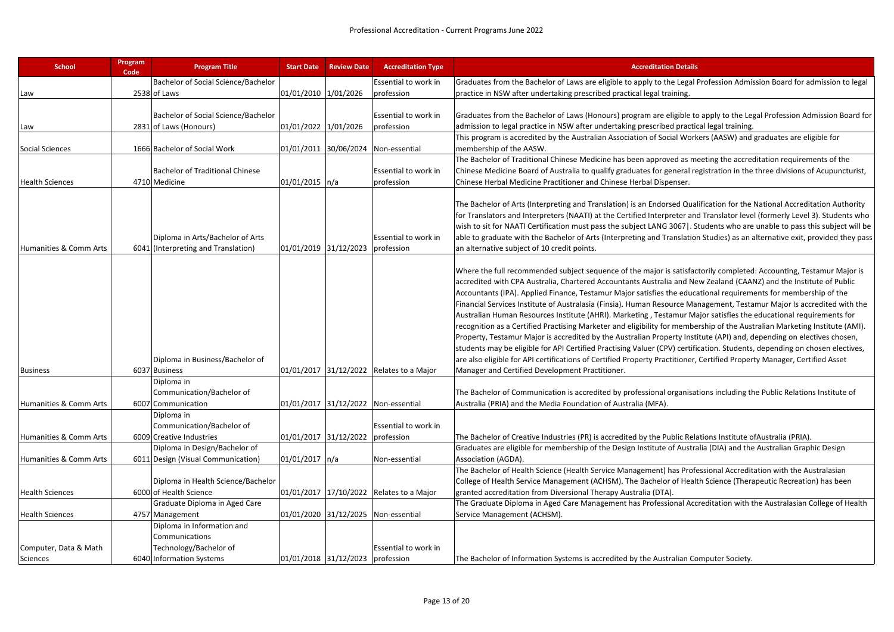# Professional Accreditation - Current Programs June 2022

| School | Program Code | Program Title | Start Date | Review Date | Accreditation Type | Accreditation Details |
|---|---|---|---|---|---|---|
| Law | 2538 | Bachelor of Social Science/Bachelor of Laws | 01/01/2010 | 1/01/2026 | Essential to work in profession | Graduates from the Bachelor of Laws are eligible to apply to the Legal Profession Admission Board for admission to legal practice in NSW after undertaking prescribed practical legal training. |
| Law | 2831 | Bachelor of Social Science/Bachelor of Laws (Honours) | 01/01/2022 | 1/01/2026 | Essential to work in profession | Graduates from the Bachelor of Laws (Honours) program are eligible to apply to the Legal Profession Admission Board for admission to legal practice in NSW after undertaking prescribed practical legal training. |
| Social Sciences | 1666 | Bachelor of Social Work | 01/01/2011 | 30/06/2024 | Non-essential | This program is accredited by the Australian Association of Social Workers (AASW) and graduates are eligible for membership of the AASW. |
| Health Sciences | 4710 | Bachelor of Traditional Chinese Medicine | 01/01/2015 | n/a | Essential to work in profession | The Bachelor of Traditional Chinese Medicine has been approved as meeting the accreditation requirements of the Chinese Medicine Board of Australia to qualify graduates for general registration in the three divisions of Acupuncturist, Chinese Herbal Medicine Practitioner and Chinese Herbal Dispenser. |
| Humanities & Comm Arts | 6041 | Diploma in Arts/Bachelor of Arts (Interpreting and Translation) | 01/01/2019 | 31/12/2023 | Essential to work in profession | The Bachelor of Arts (Interpreting and Translation) is an Endorsed Qualification for the National Accreditation Authority for Translators and Interpreters (NAATI) at the Certified Interpreter and Translator level (formerly Level 3). Students who wish to sit for NAATI Certification must pass the subject LANG 3067\|. Students who are unable to pass this subject will be able to graduate with the Bachelor of Arts (Interpreting and Translation Studies) as an alternative exit, provided they pass an alternative subject of 10 credit points. |
| Business | 6037 | Diploma in Business/Bachelor of Business | 01/01/2017 | 31/12/2022 | Relates to a Major | Where the full recommended subject sequence of the major is satisfactorily completed: Accounting, Testamur Major is accredited with CPA Australia, Chartered Accountants Australia and New Zealand (CAANZ) and the Institute of Public Accountants (IPA). Applied Finance, Testamur Major satisfies the educational requirements for membership of the Financial Services Institute of Australasia (Finsia). Human Resource Management, Testamur Major Is accredited with the Australian Human Resources Institute (AHRI). Marketing , Testamur Major satisfies the educational requirements for recognition as a Certified Practising Marketer and eligibility for membership of the Australian Marketing Institute (AMI). Property, Testamur Major is accredited by the Australian Property Institute (API) and, depending on electives chosen, students may be eligible for API Certified Practising Valuer (CPV) certification. Students, depending on chosen electives, are also eligible for API certifications of Certified Property Practitioner, Certified Property Manager, Certified Asset Manager and Certified Development Practitioner. |
| Humanities & Comm Arts | 6007 | Diploma in Communication/Bachelor of Communication | 01/01/2017 | 31/12/2022 | Non-essential | The Bachelor of Communication is accredited by professional organisations including the Public Relations Institute of Australia (PRIA) and the Media Foundation of Australia (MFA). |
| Humanities & Comm Arts | 6009 | Diploma in Communication/Bachelor of Creative Industries | 01/01/2017 | 31/12/2022 | Essential to work in profession | The Bachelor of Creative Industries (PR) is accredited by the Public Relations Institute ofAustralia (PRIA). |
| Humanities & Comm Arts | 6011 | Diploma in Design/Bachelor of Design (Visual Communication) | 01/01/2017 | n/a | Non-essential | Graduates are eligible for membership of the Design Institute of Australia (DIA) and the Australian Graphic Design Association (AGDA). |
| Health Sciences | 6000 | Diploma in Health Science/Bachelor of Health Science | 01/01/2017 | 17/10/2022 | Relates to a Major | The Bachelor of Health Science (Health Service Management) has Professional Accreditation with the Australasian College of Health Service Management (ACHSM). The Bachelor of Health Science (Therapeutic Recreation) has been granted accreditation from Diversional Therapy Australia (DTA). |
| Health Sciences | 4757 | Graduate Diploma in Aged Care Management | 01/01/2020 | 31/12/2025 | Non-essential | The Graduate Diploma in Aged Care Management has Professional Accreditation with the Australasian College of Health Service Management (ACHSM). |
| Computer, Data & Math Sciences | 6040 | Diploma in Information and Communications Technology/Bachelor of Information Systems | 01/01/2018 | 31/12/2023 | Essential to work in profession | The Bachelor of Information Systems is accredited by the Australian Computer Society. |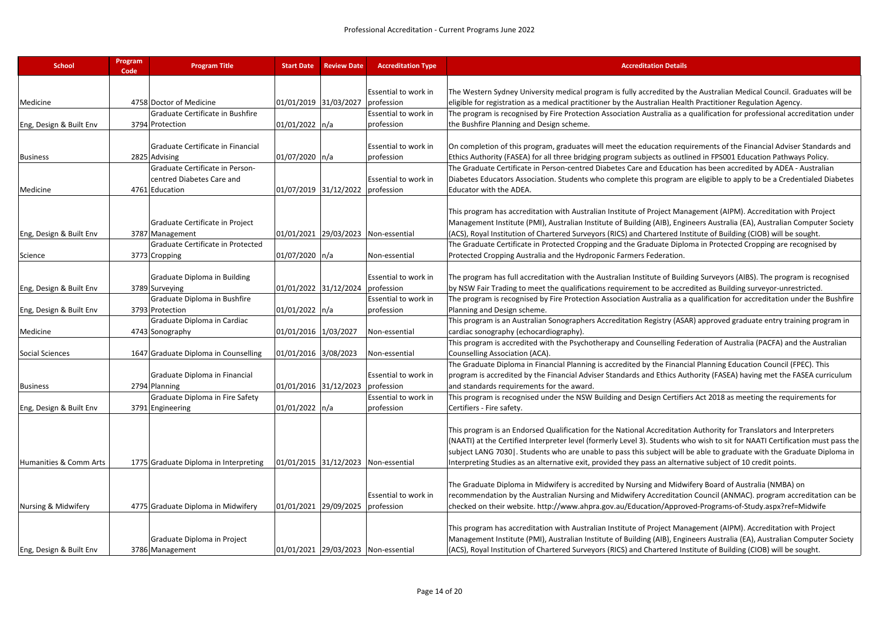| School | Program Code | Program Title | Start Date | Review Date | Accreditation Type | Accreditation Details |
|---|---|---|---|---|---|---|
| Medicine | 4758 | Doctor of Medicine | 01/01/2019 | 31/03/2027 | Essential to work in profession | The Western Sydney University medical program is fully accredited by the Australian Medical Council. Graduates will be eligible for registration as a medical practitioner by the Australian Health Practitioner Regulation Agency. |
| Eng, Design & Built Env | 3794 | Graduate Certificate in Bushfire Protection | 01/01/2022 | n/a | Essential to work in profession | The program is recognised by Fire Protection Association Australia as a qualification for professional accreditation under the Bushfire Planning and Design scheme. |
| Business | 2825 | Graduate Certificate in Financial Advising | 01/07/2020 | n/a | Essential to work in profession | On completion of this program, graduates will meet the education requirements of the Financial Adviser Standards and Ethics Authority (FASEA) for all three bridging program subjects as outlined in FPS001 Education Pathways Policy. |
| Medicine | 4761 | Graduate Certificate in Person-centred Diabetes Care and Education | 01/07/2019 | 31/12/2022 | Essential to work in profession | The Graduate Certificate in Person-centred Diabetes Care and Education has been accredited by ADEA - Australian Diabetes Educators Association. Students who complete this program are eligible to apply to be a Credentialed Diabetes Educator with the ADEA. |
| Eng, Design & Built Env | 3787 | Graduate Certificate in Project Management | 01/01/2021 | 29/03/2023 | Non-essential | This program has accreditation with Australian Institute of Project Management (AIPM). Accreditation with Project Management Institute (PMI), Australian Institute of Building (AIB), Engineers Australia (EA), Australian Computer Society (ACS), Royal Institution of Chartered Surveyors (RICS) and Chartered Institute of Building (CIOB) will be sought. |
| Science | 3773 | Graduate Certificate in Protected Cropping | 01/07/2020 | n/a | Non-essential | The Graduate Certificate in Protected Cropping and the Graduate Diploma in Protected Cropping are recognised by Protected Cropping Australia and the Hydroponic Farmers Federation. |
| Eng, Design & Built Env | 3789 | Graduate Diploma in Building Surveying | 01/01/2022 | 31/12/2024 | Essential to work in profession | The program has full accreditation with the Australian Institute of Building Surveyors (AIBS). The program is recognised by NSW Fair Trading to meet the qualifications requirement to be accredited as Building surveyor-unrestricted. |
| Eng, Design & Built Env | 3793 | Graduate Diploma in Bushfire Protection | 01/01/2022 | n/a | Essential to work in profession | The program is recognised by Fire Protection Association Australia as a qualification for accreditation under the Bushfire Planning and Design scheme. |
| Medicine | 4743 | Graduate Diploma in Cardiac Sonography | 01/01/2016 | 1/03/2027 | Non-essential | This program is an Australian Sonographers Accreditation Registry (ASAR) approved graduate entry training program in cardiac sonography (echocardiography). |
| Social Sciences | 1647 | Graduate Diploma in Counselling | 01/01/2016 | 3/08/2023 | Non-essential | This program is accredited with the Psychotherapy and Counselling Federation of Australia (PACFA) and the Australian Counselling Association (ACA). |
| Business | 2794 | Graduate Diploma in Financial Planning | 01/01/2016 | 31/12/2023 | Essential to work in profession | The Graduate Diploma in Financial Planning is accredited by the Financial Planning Education Council (FPEC). This program is accredited by the Financial Adviser Standards and Ethics Authority (FASEA) having met the FASEA curriculum and standards requirements for the award. |
| Eng, Design & Built Env | 3791 | Graduate Diploma in Fire Safety Engineering | 01/01/2022 | n/a | Essential to work in profession | This program is recognised under the NSW Building and Design Certifiers Act 2018 as meeting the requirements for Certifiers - Fire safety. |
| Humanities & Comm Arts | 1775 | Graduate Diploma in Interpreting | 01/01/2015 | 31/12/2023 | Non-essential | This program is an Endorsed Qualification for the National Accreditation Authority for Translators and Interpreters (NAATI) at the Certified Interpreter level (formerly Level 3). Students who wish to sit for NAATI Certification must pass the subject LANG 7030\|. Students who are unable to pass this subject will be able to graduate with the Graduate Diploma in Interpreting Studies as an alternative exit, provided they pass an alternative subject of 10 credit points. |
| Nursing & Midwifery | 4775 | Graduate Diploma in Midwifery | 01/01/2021 | 29/09/2025 | Essential to work in profession | The Graduate Diploma in Midwifery is accredited by Nursing and Midwifery Board of Australia (NMBA) on recommendation by the Australian Nursing and Midwifery Accreditation Council (ANMAC). program accreditation can be checked on their website. http://www.ahpra.gov.au/Education/Approved-Programs-of-Study.aspx?ref=Midwife |
| Eng, Design & Built Env | 3786 | Graduate Diploma in Project Management | 01/01/2021 | 29/03/2023 | Non-essential | This program has accreditation with Australian Institute of Project Management (AIPM). Accreditation with Project Management Institute (PMI), Australian Institute of Building (AIB), Engineers Australia (EA), Australian Computer Society (ACS), Royal Institution of Chartered Surveyors (RICS) and Chartered Institute of Building (CIOB) will be sought. |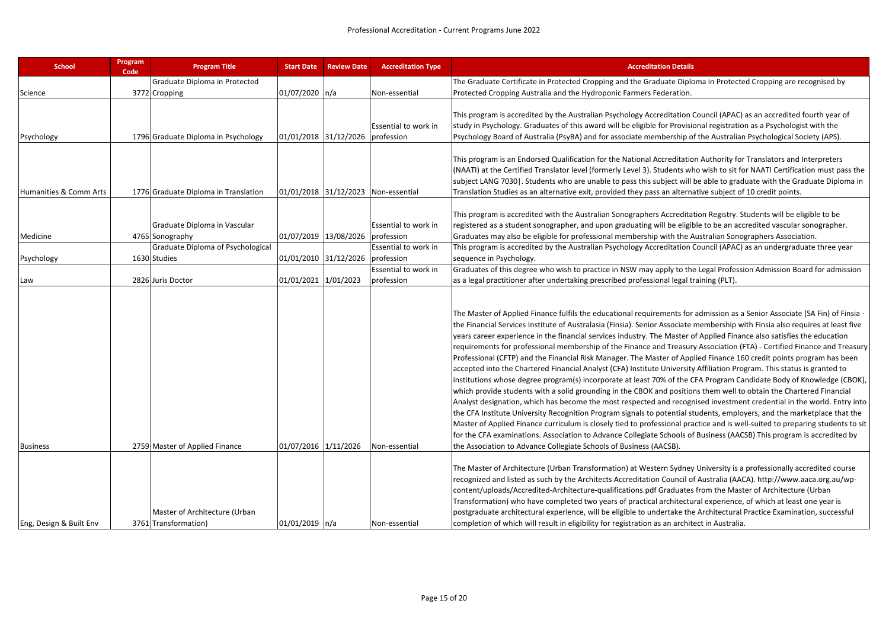# Professional Accreditation - Current Programs June 2022

| School | Program Code | Program Title | Start Date | Review Date | Accreditation Type | Accreditation Details |
|---|---|---|---|---|---|---|
| Science | 3772 | Graduate Diploma in Protected Cropping | 01/07/2020 | n/a | Non-essential | The Graduate Certificate in Protected Cropping and the Graduate Diploma in Protected Cropping are recognised by Protected Cropping Australia and the Hydroponic Farmers Federation. |
| Psychology | 1796 | Graduate Diploma in Psychology | 01/01/2018 | 31/12/2026 | Essential to work in profession | This program is accredited by the Australian Psychology Accreditation Council (APAC) as an accredited fourth year of study in Psychology. Graduates of this award will be eligible for Provisional registration as a Psychologist with the Psychology Board of Australia (PsyBA) and for associate membership of the Australian Psychological Society (APS). |
| Humanities & Comm Arts | 1776 | Graduate Diploma in Translation | 01/01/2018 | 31/12/2023 | Non-essential | This program is an Endorsed Qualification for the National Accreditation Authority for Translators and Interpreters (NAATI) at the Certified Translator level (formerly Level 3). Students who wish to sit for NAATI Certification must pass the subject LANG 7030\|. Students who are unable to pass this subject will be able to graduate with the Graduate Diploma in Translation Studies as an alternative exit, provided they pass an alternative subject of 10 credit points. |
| Medicine | 4765 | Graduate Diploma in Vascular Sonography | 01/07/2019 | 13/08/2026 | Essential to work in profession | This program is accredited with the Australian Sonographers Accreditation Registry. Students will be eligible to be registered as a student sonographer, and upon graduating will be eligible to be an accredited vascular sonographer. Graduates may also be eligible for professional membership with the Australian Sonographers Association. |
| Psychology | 1630 | Graduate Diploma of Psychological Studies | 01/01/2010 | 31/12/2026 | Essential to work in profession | This program is accredited by the Australian Psychology Accreditation Council (APAC) as an undergraduate three year sequence in Psychology. |
| Law | 2826 | Juris Doctor | 01/01/2021 | 1/01/2023 | Essential to work in profession | Graduates of this degree who wish to practice in NSW may apply to the Legal Profession Admission Board for admission as a legal practitioner after undertaking prescribed professional legal training (PLT). |
| Business | 2759 | Master of Applied Finance | 01/07/2016 | 1/11/2026 | Non-essential | The Master of Applied Finance fulfils the educational requirements for admission as a Senior Associate (SA Fin) of Finsia - the Financial Services Institute of Australasia (Finsia). Senior Associate membership with Finsia also requires at least five years career experience in the financial services industry. The Master of Applied Finance also satisfies the education requirements for professional membership of the Finance and Treasury Association (FTA) - Certified Finance and Treasury Professional (CFTP) and the Financial Risk Manager. The Master of Applied Finance 160 credit points program has been accepted into the Chartered Financial Analyst (CFA) Institute University Affiliation Program. This status is granted to institutions whose degree program(s) incorporate at least 70% of the CFA Program Candidate Body of Knowledge (CBOK), which provide students with a solid grounding in the CBOK and positions them well to obtain the Chartered Financial Analyst designation, which has become the most respected and recognised investment credential in the world. Entry into the CFA Institute University Recognition Program signals to potential students, employers, and the marketplace that the Master of Applied Finance curriculum is closely tied to professional practice and is well-suited to preparing students to sit for the CFA examinations. Association to Advance Collegiate Schools of Business (AACSB) This program is accredited by the Association to Advance Collegiate Schools of Business (AACSB). |
| Eng, Design & Built Env | 3761 | Master of Architecture (Urban Transformation) | 01/01/2019 | n/a | Non-essential | The Master of Architecture (Urban Transformation) at Western Sydney University is a professionally accredited course recognized and listed as such by the Architects Accreditation Council of Australia (AACA). http://www.aaca.org.au/wp-content/uploads/Accredited-Architecture-qualifications.pdf Graduates from the Master of Architecture (Urban Transformation) who have completed two years of practical architectural experience, of which at least one year is postgraduate architectural experience, will be eligible to undertake the Architectural Practice Examination, successful completion of which will result in eligibility for registration as an architect in Australia. |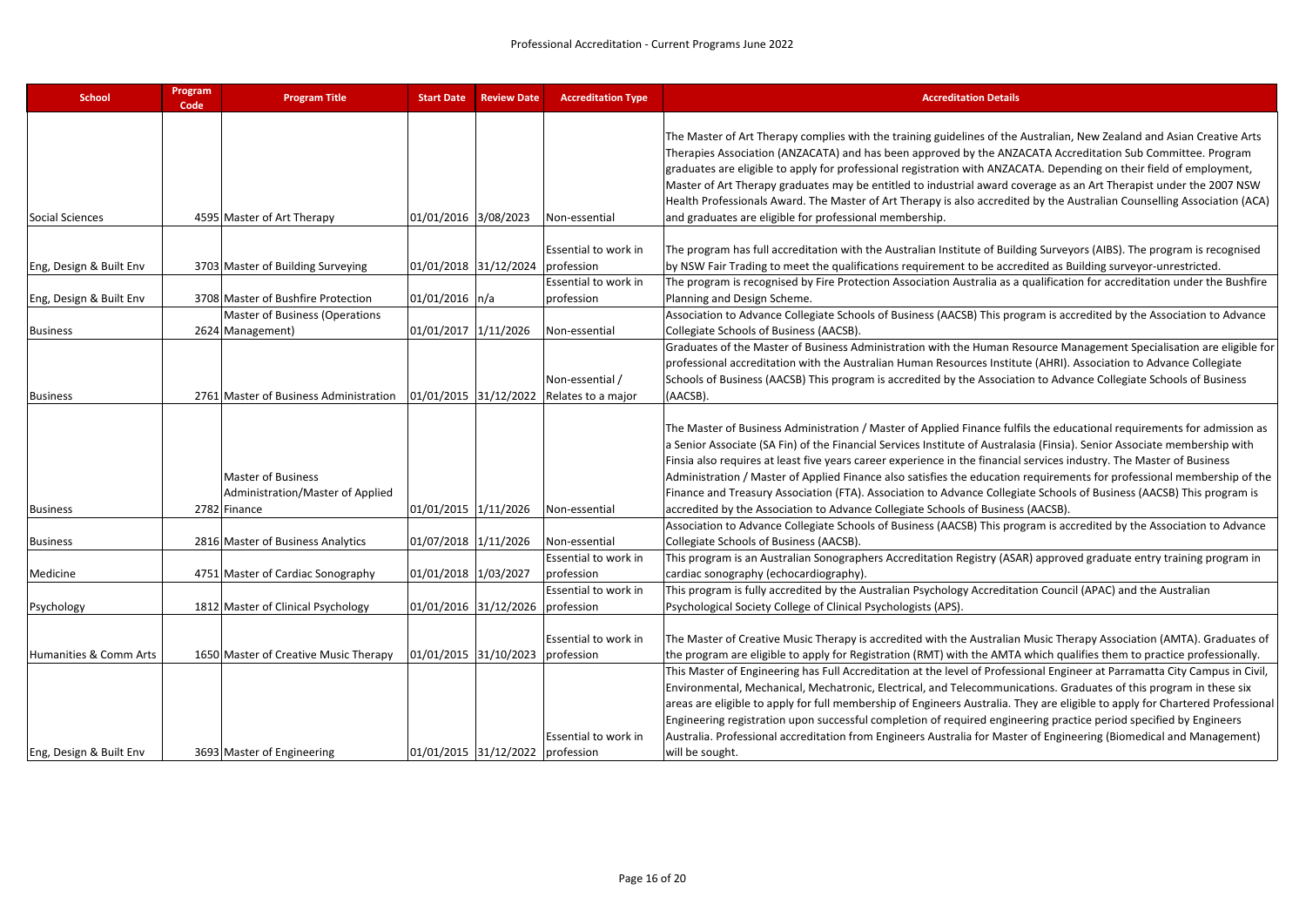# Professional Accreditation - Current Programs June 2022

| School | Program Code | Program Title | Start Date | Review Date | Accreditation Type | Accreditation Details |
|---|---|---|---|---|---|---|
| Social Sciences | 4595 | Master of Art Therapy | 01/01/2016 | 3/08/2023 | Non-essential | The Master of Art Therapy complies with the training guidelines of the Australian, New Zealand and Asian Creative Arts Therapies Association (ANZACATA) and has been approved by the ANZACATA Accreditation Sub Committee. Program graduates are eligible to apply for professional registration with ANZACATA. Depending on their field of employment, Master of Art Therapy graduates may be entitled to industrial award coverage as an Art Therapist under the 2007 NSW Health Professionals Award. The Master of Art Therapy is also accredited by the Australian Counselling Association (ACA) and graduates are eligible for professional membership. |
| Eng, Design & Built Env | 3703 | Master of Building Surveying | 01/01/2018 | 31/12/2024 | Essential to work in profession | The program has full accreditation with the Australian Institute of Building Surveyors (AIBS). The program is recognised by NSW Fair Trading to meet the qualifications requirement to be accredited as Building surveyor-unrestricted. |
| Eng, Design & Built Env | 3708 | Master of Bushfire Protection | 01/01/2016 | n/a | Essential to work in profession | The program is recognised by Fire Protection Association Australia as a qualification for accreditation under the Bushfire Planning and Design Scheme. |
| Business | 2624 | Master of Business (Operations Management) | 01/01/2017 | 1/11/2026 | Non-essential | Association to Advance Collegiate Schools of Business (AACSB) This program is accredited by the Association to Advance Collegiate Schools of Business (AACSB). |
| Business | 2761 | Master of Business Administration | 01/01/2015 | 31/12/2022 | Non-essential / Relates to a major | Graduates of the Master of Business Administration with the Human Resource Management Specialisation are eligible for professional accreditation with the Australian Human Resources Institute (AHRI). Association to Advance Collegiate Schools of Business (AACSB) This program is accredited by the Association to Advance Collegiate Schools of Business (AACSB). |
| Business | 2782 | Master of Business Administration/Master of Applied Finance | 01/01/2015 | 1/11/2026 | Non-essential | The Master of Business Administration / Master of Applied Finance fulfils the educational requirements for admission as a Senior Associate (SA Fin) of the Financial Services Institute of Australasia (Finsia). Senior Associate membership with Finsia also requires at least five years career experience in the financial services industry. The Master of Business Administration / Master of Applied Finance also satisfies the education requirements for professional membership of the Finance and Treasury Association (FTA). Association to Advance Collegiate Schools of Business (AACSB) This program is accredited by the Association to Advance Collegiate Schools of Business (AACSB). |
| Business | 2816 | Master of Business Analytics | 01/07/2018 | 1/11/2026 | Non-essential | Association to Advance Collegiate Schools of Business (AACSB) This program is accredited by the Association to Advance Collegiate Schools of Business (AACSB). |
| Medicine | 4751 | Master of Cardiac Sonography | 01/01/2018 | 1/03/2027 | Essential to work in profession | This program is an Australian Sonographers Accreditation Registry (ASAR) approved graduate entry training program in cardiac sonography (echocardiography). |
| Psychology | 1812 | Master of Clinical Psychology | 01/01/2016 | 31/12/2026 | Essential to work in profession | This program is fully accredited by the Australian Psychology Accreditation Council (APAC) and the Australian Psychological Society College of Clinical Psychologists (APS). |
| Humanities & Comm Arts | 1650 | Master of Creative Music Therapy | 01/01/2015 | 31/10/2023 | Essential to work in profession | The Master of Creative Music Therapy is accredited with the Australian Music Therapy Association (AMTA). Graduates of the program are eligible to apply for Registration (RMT) with the AMTA which qualifies them to practice professionally. |
| Eng, Design & Built Env | 3693 | Master of Engineering | 01/01/2015 | 31/12/2022 | Essential to work in profession | This Master of Engineering has Full Accreditation at the level of Professional Engineer at Parramatta City Campus in Civil, Environmental, Mechanical, Mechatronic, Electrical, and Telecommunications. Graduates of this program in these six areas are eligible to apply for full membership of Engineers Australia. They are eligible to apply for Chartered Professional Engineering registration upon successful completion of required engineering practice period specified by Engineers Australia. Professional accreditation from Engineers Australia for Master of Engineering (Biomedical and Management) will be sought. |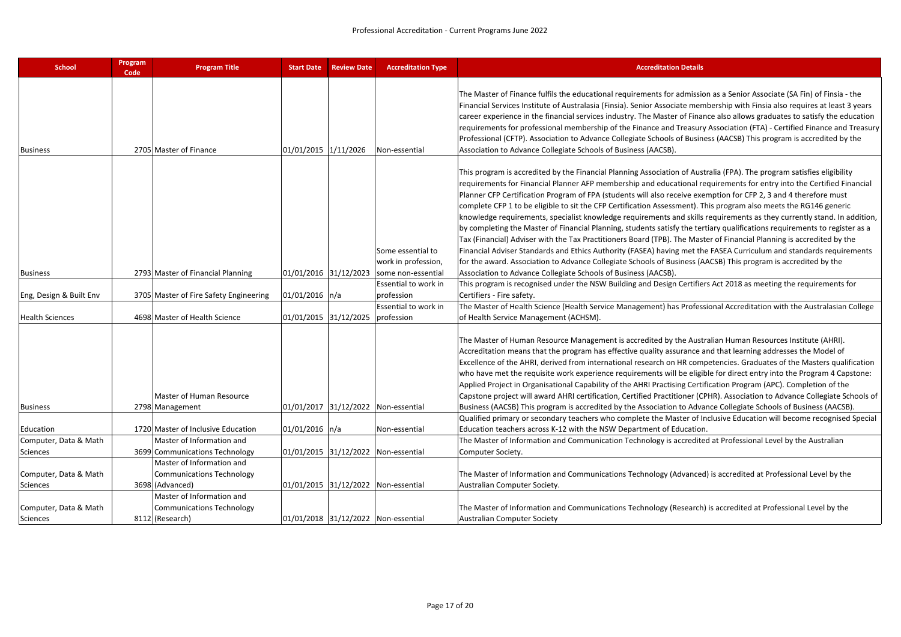Professional Accreditation - Current Programs June 2022

| School | Program Code | Program Title | Start Date | Review Date | Accreditation Type | Accreditation Details |
|---|---|---|---|---|---|---|
| Business | 2705 | Master of Finance | 01/01/2015 | 1/11/2026 | Non-essential | The Master of Finance fulfils the educational requirements for admission as a Senior Associate (SA Fin) of Finsia - the Financial Services Institute of Australasia (Finsia). Senior Associate membership with Finsia also requires at least 3 years career experience in the financial services industry. The Master of Finance also allows graduates to satisfy the education requirements for professional membership of the Finance and Treasury Association (FTA) - Certified Finance and Treasury Professional (CFTP). Association to Advance Collegiate Schools of Business (AACSB) This program is accredited by the Association to Advance Collegiate Schools of Business (AACSB). |
| Business | 2793 | Master of Financial Planning | 01/01/2016 | 31/12/2023 | Some essential to work in profession, some non-essential | This program is accredited by the Financial Planning Association of Australia (FPA). The program satisfies eligibility requirements for Financial Planner AFP membership and educational requirements for entry into the Certified Financial Planner CFP Certification Program of FPA (students will also receive exemption for CFP 2, 3 and 4 therefore must complete CFP 1 to be eligible to sit the CFP Certification Assessment). This program also meets the RG146 generic knowledge requirements, specialist knowledge requirements and skills requirements as they currently stand. In addition, by completing the Master of Financial Planning, students satisfy the tertiary qualifications requirements to register as a Tax (Financial) Adviser with the Tax Practitioners Board (TPB). The Master of Financial Planning is accredited by the Financial Adviser Standards and Ethics Authority (FASEA) having met the FASEA Curriculum and standards requirements for the award. Association to Advance Collegiate Schools of Business (AACSB) This program is accredited by the Association to Advance Collegiate Schools of Business (AACSB). |
| Eng, Design & Built Env | 3705 | Master of Fire Safety Engineering | 01/01/2016 | n/a | Essential to work in profession | This program is recognised under the NSW Building and Design Certifiers Act 2018 as meeting the requirements for Certifiers - Fire safety. |
| Health Sciences | 4698 | Master of Health Science | 01/01/2015 | 31/12/2025 | Essential to work in profession | The Master of Health Science (Health Service Management) has Professional Accreditation with the Australasian College of Health Service Management (ACHSM). |
| Business | 2798 | Master of Human Resource Management | 01/01/2017 | 31/12/2022 | Non-essential | The Master of Human Resource Management is accredited by the Australian Human Resources Institute (AHRI). Accreditation means that the program has effective quality assurance and that learning addresses the Model of Excellence of the AHRI, derived from international research on HR competencies. Graduates of the Masters qualification who have met the requisite work experience requirements will be eligible for direct entry into the Program 4 Capstone: Applied Project in Organisational Capability of the AHRI Practising Certification Program (APC). Completion of the Capstone project will award AHRI certification, Certified Practitioner (CPHR). Association to Advance Collegiate Schools of Business (AACSB) This program is accredited by the Association to Advance Collegiate Schools of Business (AACSB). |
| Education | 1720 | Master of Inclusive Education | 01/01/2016 | n/a | Non-essential | Qualified primary or secondary teachers who complete the Master of Inclusive Education will become recognised Special Education teachers across K-12 with the NSW Department of Education. |
| Computer, Data & Math Sciences | 3699 | Master of Information and Communications Technology | 01/01/2015 | 31/12/2022 | Non-essential | The Master of Information and Communication Technology is accredited at Professional Level by the Australian Computer Society. |
| Computer, Data & Math Sciences | 3698 | Master of Information and Communications Technology (Advanced) | 01/01/2015 | 31/12/2022 | Non-essential | The Master of Information and Communications Technology (Advanced) is accredited at Professional Level by the Australian Computer Society. |
| Computer, Data & Math Sciences | 8112 | Master of Information and Communications Technology (Research) | 01/01/2018 | 31/12/2022 | Non-essential | The Master of Information and Communications Technology (Research) is accredited at Professional Level by the Australian Computer Society |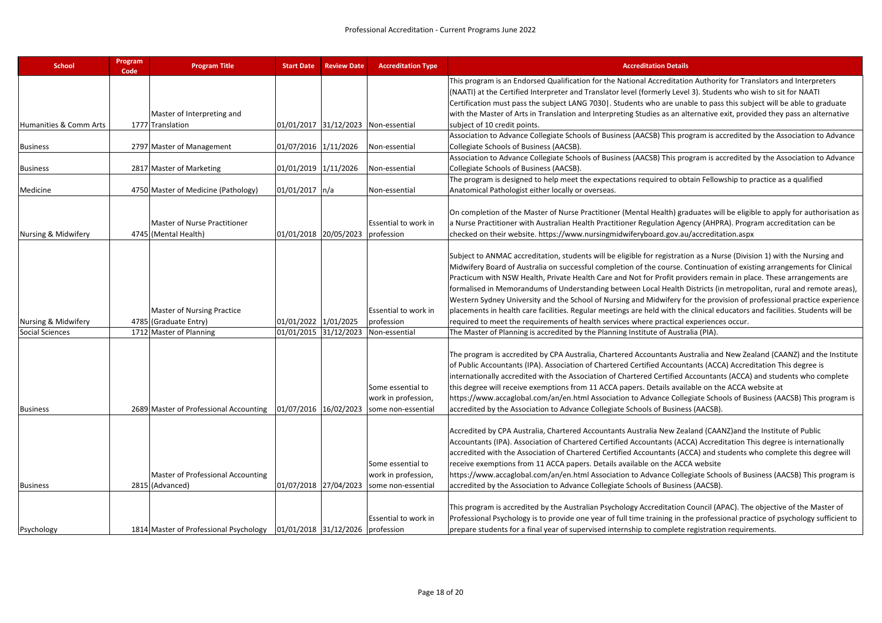Professional Accreditation - Current Programs June 2022

| School | Program Code | Program Title | Start Date | Review Date | Accreditation Type | Accreditation Details |
|---|---|---|---|---|---|---|
| Humanities & Comm Arts | 1777 | Master of Interpreting and Translation | 01/01/2017 | 31/12/2023 | Non-essential | This program is an Endorsed Qualification for the National Accreditation Authority for Translators and Interpreters (NAATI) at the Certified Interpreter and Translator level (formerly Level 3). Students who wish to sit for NAATI Certification must pass the subject LANG 7030\|. Students who are unable to pass this subject will be able to graduate with the Master of Arts in Translation and Interpreting Studies as an alternative exit, provided they pass an alternative subject of 10 credit points. |
| Business | 2797 | Master of Management | 01/07/2016 | 1/11/2026 | Non-essential | Association to Advance Collegiate Schools of Business (AACSB) This program is accredited by the Association to Advance Collegiate Schools of Business (AACSB). |
| Business | 2817 | Master of Marketing | 01/01/2019 | 1/11/2026 | Non-essential | Association to Advance Collegiate Schools of Business (AACSB) This program is accredited by the Association to Advance Collegiate Schools of Business (AACSB). |
| Medicine | 4750 | Master of Medicine (Pathology) | 01/01/2017 | n/a | Non-essential | The program is designed to help meet the expectations required to obtain Fellowship to practice as a qualified Anatomical Pathologist either locally or overseas. |
| Nursing & Midwifery | 4745 | Master of Nurse Practitioner (Mental Health) | 01/01/2018 | 20/05/2023 | Essential to work in profession | On completion of the Master of Nurse Practitioner (Mental Health) graduates will be eligible to apply for authorisation as a Nurse Practitioner with Australian Health Practitioner Regulation Agency (AHPRA). Program accreditation can be checked on their website. https://www.nursingmidwiferyboard.gov.au/accreditation.aspx |
| Nursing & Midwifery | 4785 | Master of Nursing Practice (Graduate Entry) | 01/01/2022 | 1/01/2025 | Essential to work in profession | Subject to ANMAC accreditation, students will be eligible for registration as a Nurse (Division 1) with the Nursing and Midwifery Board of Australia on successful completion of the course. Continuation of existing arrangements for Clinical Practicum with NSW Health, Private Health Care and Not for Profit providers remain in place. These arrangements are formalised in Memorandums of Understanding between Local Health Districts (in metropolitan, rural and remote areas), Western Sydney University and the School of Nursing and Midwifery for the provision of professional practice experience placements in health care facilities. Regular meetings are held with the clinical educators and facilities. Students will be required to meet the requirements of health services where practical experiences occur. |
| Social Sciences | 1712 | Master of Planning | 01/01/2015 | 31/12/2023 | Non-essential | The Master of Planning is accredited by the Planning Institute of Australia (PIA). |
| Business | 2689 | Master of Professional Accounting | 01/07/2016 | 16/02/2023 | Some essential to work in profession, some non-essential | The program is accredited by CPA Australia, Chartered Accountants Australia and New Zealand (CAANZ) and the Institute of Public Accountants (IPA). Association of Chartered Certified Accountants (ACCA) Accreditation This degree is internationally accredited with the Association of Chartered Certified Accountants (ACCA) and students who complete this degree will receive exemptions from 11 ACCA papers. Details available on the ACCA website at https://www.accaglobal.com/an/en.html Association to Advance Collegiate Schools of Business (AACSB) This program is accredited by the Association to Advance Collegiate Schools of Business (AACSB). |
| Business | 2815 | Master of Professional Accounting (Advanced) | 01/07/2018 | 27/04/2023 | Some essential to work in profession, some non-essential | Accredited by CPA Australia, Chartered Accountants Australia New Zealand (CAANZ)and the Institute of Public Accountants (IPA). Association of Chartered Certified Accountants (ACCA) Accreditation This degree is internationally accredited with the Association of Chartered Certified Accountants (ACCA) and students who complete this degree will receive exemptions from 11 ACCA papers. Details available on the ACCA website https://www.accaglobal.com/an/en.html Association to Advance Collegiate Schools of Business (AACSB) This program is accredited by the Association to Advance Collegiate Schools of Business (AACSB). |
| Psychology | 1814 | Master of Professional Psychology | 01/01/2018 | 31/12/2026 | Essential to work in profession | This program is accredited by the Australian Psychology Accreditation Council (APAC). The objective of the Master of Professional Psychology is to provide one year of full time training in the professional practice of psychology sufficient to prepare students for a final year of supervised internship to complete registration requirements. |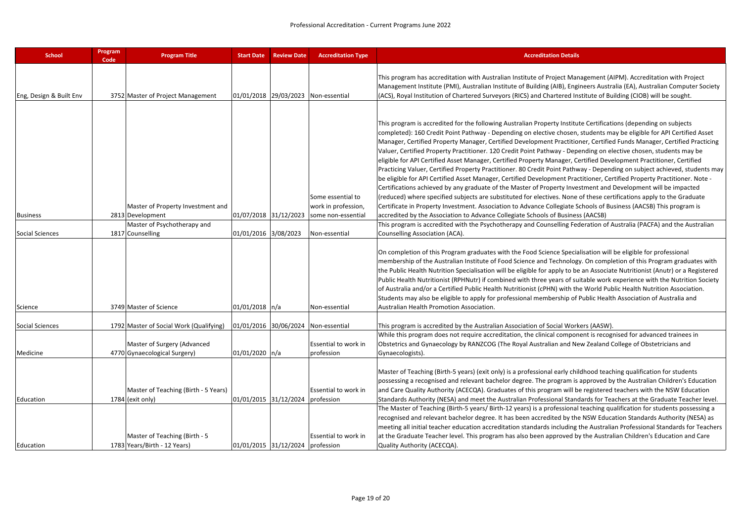Professional Accreditation - Current Programs June 2022

| School | Program Code | Program Title | Start Date | Review Date | Accreditation Type | Accreditation Details |
|---|---|---|---|---|---|---|
| Eng, Design & Built Env | 3752 | Master of Project Management | 01/01/2018 | 29/03/2023 | Non-essential | This program has accreditation with Australian Institute of Project Management (AIPM). Accreditation with Project Management Institute (PMI), Australian Institute of Building (AIB), Engineers Australia (EA), Australian Computer Society (ACS), Royal Institution of Chartered Surveyors (RICS) and Chartered Institute of Building (CIOB) will be sought. |
| Business | 2813 | Master of Property Investment and Development | 01/07/2018 | 31/12/2023 | Some essential to work in profession, some non-essential | This program is accredited for the following Australian Property Institute Certifications (depending on subjects completed): 160 Credit Point Pathway - Depending on elective chosen, students may be eligible for API Certified Asset Manager, Certified Property Manager, Certified Development Practitioner, Certified Funds Manager, Certified Practicing Valuer, Certified Property Practitioner. 120 Credit Point Pathway - Depending on elective chosen, students may be eligible for API Certified Asset Manager, Certified Property Manager, Certified Development Practitioner, Certified Practicing Valuer, Certified Property Practitioner. 80 Credit Point Pathway - Depending on subject achieved, students may be eligible for API Certified Asset Manager, Certified Development Practitioner, Certified Property Practitioner. Note - Certifications achieved by any graduate of the Master of Property Investment and Development will be impacted (reduced) where specified subjects are substituted for electives. None of these certifications apply to the Graduate Certificate in Property Investment. Association to Advance Collegiate Schools of Business (AACSB) This program is accredited by the Association to Advance Collegiate Schools of Business (AACSB) |
| Social Sciences | 1817 | Master of Psychotherapy and Counselling | 01/01/2016 | 3/08/2023 | Non-essential | This program is accredited with the Psychotherapy and Counselling Federation of Australia (PACFA) and the Australian Counselling Association (ACA). |
| Science | 3749 | Master of Science | 01/01/2018 | n/a | Non-essential | On completion of this Program graduates with the Food Science Specialisation will be eligible for professional membership of the Australian Institute of Food Science and Technology. On completion of this Program graduates with the Public Health Nutrition Specialisation will be eligible for apply to be an Associate Nutritionist (Anutr) or a Registered Public Health Nutritionist (RPHNutr) if combined with three years of suitable work experience with the Nutrition Society of Australia and/or a Certified Public Health Nutritionist (cPHN) with the World Public Health Nutrition Association. Students may also be eligible to apply for professional membership of Public Health Association of Australia and Australian Health Promotion Association. |
| Social Sciences | 1792 | Master of Social Work (Qualifying) | 01/01/2016 | 30/06/2024 | Non-essential | This program is accredited by the Australian Association of Social Workers (AASW). |
| Medicine | 4770 | Master of Surgery (Advanced Gynaecological Surgery) | 01/01/2020 | n/a | Essential to work in profession | While this program does not require accreditation, the clinical component is recognised for advanced trainees in Obstetrics and Gynaecology by RANZCOG (The Royal Australian and New Zealand College of Obstetricians and Gynaecologists). |
| Education | 1784 | Master of Teaching (Birth - 5 Years) (exit only) | 01/01/2015 | 31/12/2024 | Essential to work in profession | Master of Teaching (Birth-5 years) (exit only) is a professional early childhood teaching qualification for students possessing a recognised and relevant bachelor degree. The program is approved by the Australian Children's Education and Care Quality Authority (ACECQA). Graduates of this program will be registered teachers with the NSW Education Standards Authority (NESA) and meet the Australian Professional Standards for Teachers at the Graduate Teacher level. |
| Education | 1783 | Master of Teaching (Birth - 5 Years/Birth - 12 Years) | 01/01/2015 | 31/12/2024 | Essential to work in profession | The Master of Teaching (Birth-5 years/ Birth-12 years) is a professional teaching qualification for students possessing a recognised and relevant bachelor degree. It has been accredited by the NSW Education Standards Authority (NESA) as meeting all initial teacher education accreditation standards including the Australian Professional Standards for Teachers at the Graduate Teacher level. This program has also been approved by the Australian Children's Education and Care Quality Authority (ACECQA). |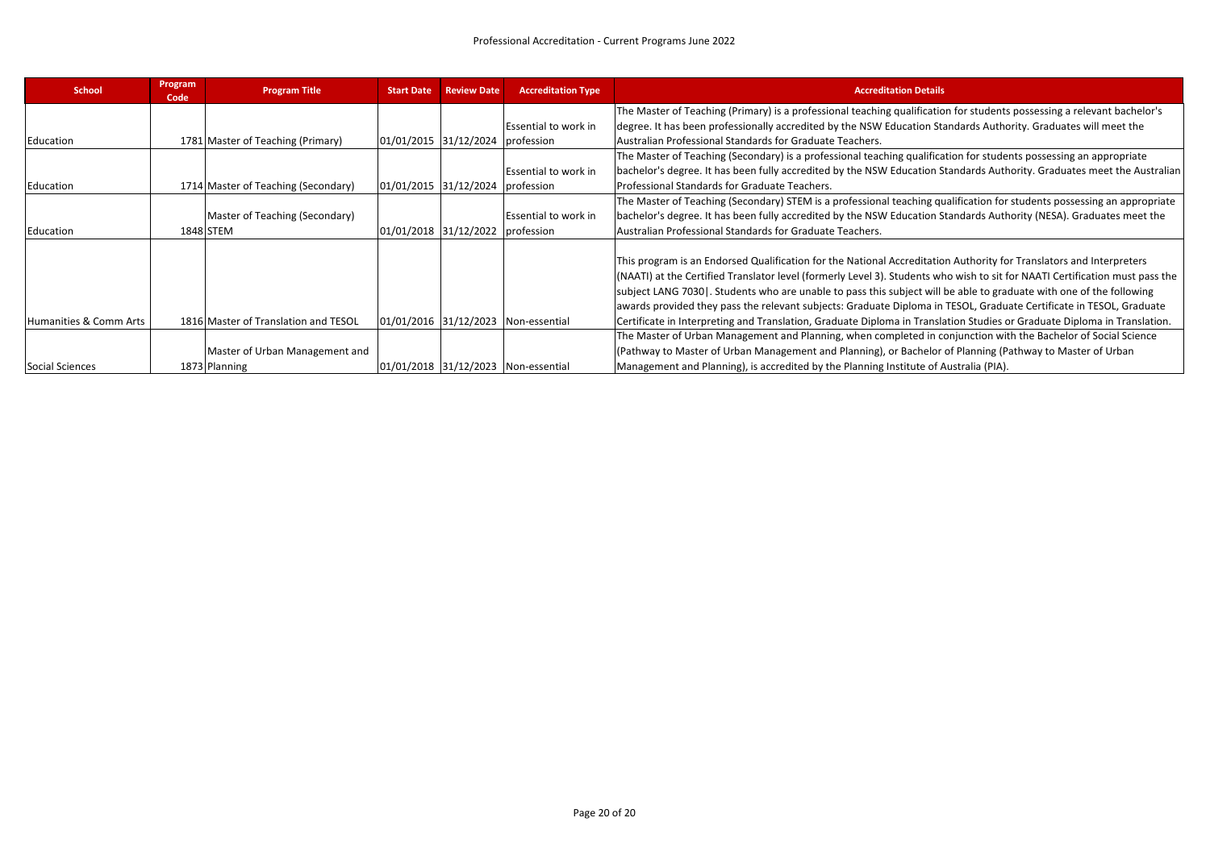Professional Accreditation - Current Programs June 2022

| School | Program Code | Program Title | Start Date | Review Date | Accreditation Type | Accreditation Details |
|---|---|---|---|---|---|---|
| Education | 1781 | Master of Teaching (Primary) | 01/01/2015 | 31/12/2024 | Essential to work in profession | The Master of Teaching (Primary) is a professional teaching qualification for students possessing a relevant bachelor's degree. It has been professionally accredited by the NSW Education Standards Authority. Graduates will meet the Australian Professional Standards for Graduate Teachers. |
| Education | 1714 | Master of Teaching (Secondary) | 01/01/2015 | 31/12/2024 | Essential to work in profession | The Master of Teaching (Secondary) is a professional teaching qualification for students possessing an appropriate bachelor's degree. It has been fully accredited by the NSW Education Standards Authority. Graduates meet the Australian Professional Standards for Graduate Teachers. |
| Education | 1848 | Master of Teaching (Secondary) STEM | 01/01/2018 | 31/12/2022 | Essential to work in profession | The Master of Teaching (Secondary) STEM is a professional teaching qualification for students possessing an appropriate bachelor's degree. It has been fully accredited by the NSW Education Standards Authority (NESA). Graduates meet the Australian Professional Standards for Graduate Teachers. |
| Humanities & Comm Arts | 1816 | Master of Translation and TESOL | 01/01/2016 | 31/12/2023 | Non-essential | This program is an Endorsed Qualification for the National Accreditation Authority for Translators and Interpreters (NAATI) at the Certified Translator level (formerly Level 3). Students who wish to sit for NAATI Certification must pass the subject LANG 7030\|. Students who are unable to pass this subject will be able to graduate with one of the following awards provided they pass the relevant subjects: Graduate Diploma in TESOL, Graduate Certificate in TESOL, Graduate Certificate in Interpreting and Translation, Graduate Diploma in Translation Studies or Graduate Diploma in Translation. |
| Social Sciences | 1873 | Master of Urban Management and Planning | 01/01/2018 | 31/12/2023 | Non-essential | The Master of Urban Management and Planning, when completed in conjunction with the Bachelor of Social Science (Pathway to Master of Urban Management and Planning), or Bachelor of Planning (Pathway to Master of Urban Management and Planning), is accredited by the Planning Institute of Australia (PIA). |